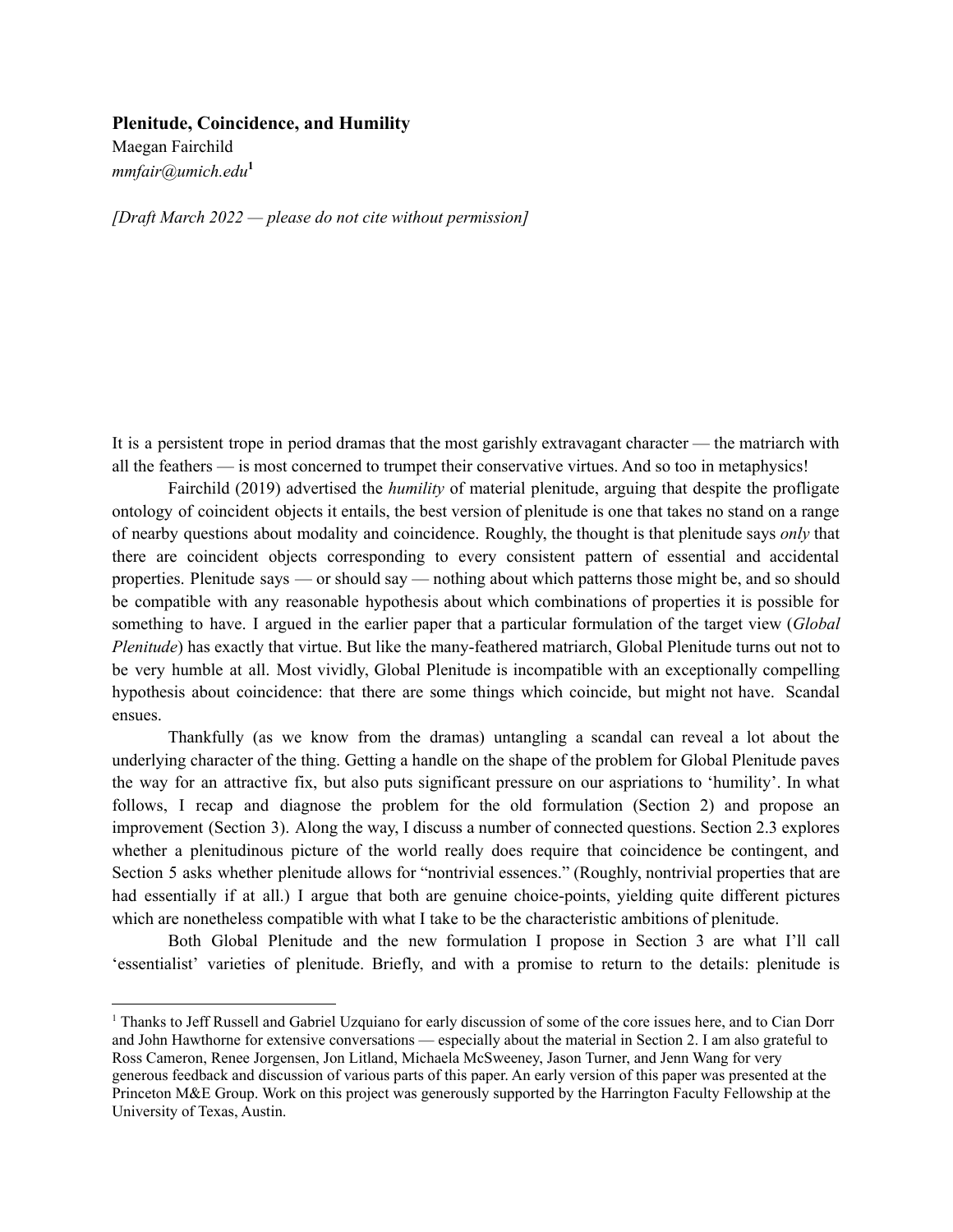**Plenitude, Coincidence, and Humility**

Maegan Fairchild

*mmfair@umich.edu*[1]

*[Draft March 2022 — please do not cite without permission]*

It is a persistent trope in period dramas that the most garishly extravagant character — the matriarch with all the feathers — is most concerned to trumpet their conservative virtues. And so too in metaphysics!

Fairchild (2019) advertised the *humility* of material plenitude, arguing that despite the profligate ontology of coincident objects it entails, the best version of plenitude is one that takes no stand on a range of nearby questions about modality and coincidence. Roughly, the thought is that plenitude says *only* that there are coincident objects corresponding to every consistent pattern of essential and accidental properties. Plenitude says — or should say — nothing about which patterns those might be, and so should be compatible with any reasonable hypothesis about which combinations of properties it is possible for something to have. I argued in the earlier paper that a particular formulation of the target view (*Global Plenitude*) has exactly that virtue. But like the many-feathered matriarch, Global Plenitude turns out not to be very humble at all. Most vividly, Global Plenitude is incompatible with an exceptionally compelling hypothesis about coincidence: that there are some things which coincide, but might not have. Scandal ensues.

Thankfully (as we know from the dramas) untangling a scandal can reveal a lot about the underlying character of the thing. Getting a handle on the shape of the problem for Global Plenitude paves the way for an attractive fix, but also puts significant pressure on our aspriations to 'humility'. In what follows, I recap and diagnose the problem for the old formulation (Section 2) and propose an improvement (Section 3). Along the way, I discuss a number of connected questions. Section 2.3 explores whether a plenitudinous picture of the world really does require that coincidence be contingent, and Section 5 asks whether plenitude allows for "nontrivial essences." (Roughly, nontrivial properties that are had essentially if at all.) I argue that both are genuine choice-points, yielding quite different pictures which are nonetheless compatible with what I take to be the characteristic ambitions of plenitude.

Both Global Plenitude and the new formulation I propose in Section 3 are what I'll call 'essentialist' varieties of plenitude. Briefly, and with a promise to return to the details: plenitude is

[1] Thanks to Jeff Russell and Gabriel Uzquiano for early discussion of some of the core issues here, and to Cian Dorr and John Hawthorne for extensive conversations — especially about the material in Section 2. I am also grateful to Ross Cameron, Renee Jorgensen, Jon Litland, Michaela McSweeney, Jason Turner, and Jenn Wang for very generous feedback and discussion of various parts of this paper. An early version of this paper was presented at the Princeton M&E Group. Work on this project was generously supported by the Harrington Faculty Fellowship at the University of Texas, Austin.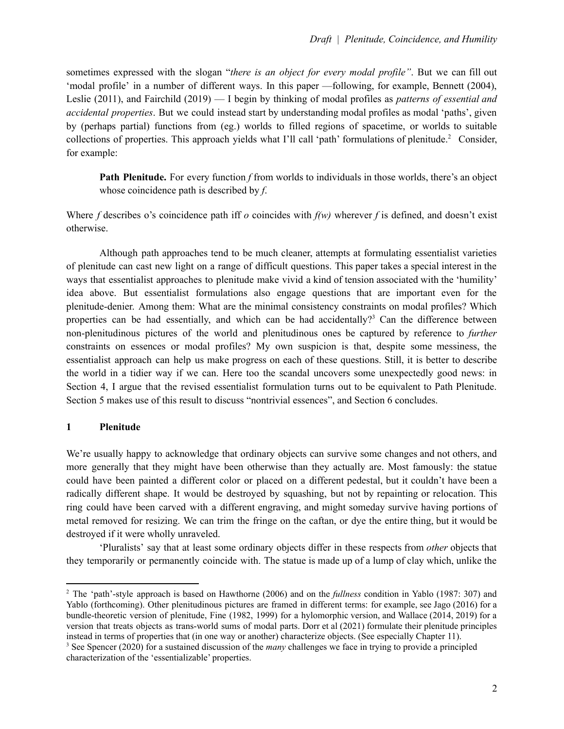sometimes expressed with the slogan "*there is an object for every modal profile"*. But we can fill out 'modal profile' in a number of different ways. In this paper —following, for example, Bennett (2004), Leslie (2011), and Fairchild (2019) — I begin by thinking of modal profiles as *patterns of essential and accidental properties*. But we could instead start by understanding modal profiles as modal 'paths', given by (perhaps partial) functions from (eg.) worlds to filled regions of spacetime, or worlds to suitable collections of properties. This approach yields what I'll call 'path' formulations of plenitude.[2] Consider, for example:

> **Path Plenitude.** For every function *f* from worlds to individuals in those worlds, there's an object whose coincidence path is described by *f*.

Where *f* describes o's coincidence path iff *o* coincides with *f(w)* wherever *f* is defined, and doesn't exist otherwise.

Although path approaches tend to be much cleaner, attempts at formulating essentialist varieties of plenitude can cast new light on a range of difficult questions. This paper takes a special interest in the ways that essentialist approaches to plenitude make vivid a kind of tension associated with the 'humility' idea above. But essentialist formulations also engage questions that are important even for the plenitude-denier. Among them: What are the minimal consistency constraints on modal profiles? Which properties can be had essentially, and which can be had accidentally?[3] Can the difference between non-plenitudinous pictures of the world and plenitudinous ones be captured by reference to *further* constraints on essences or modal profiles? My own suspicion is that, despite some messiness, the essentialist approach can help us make progress on each of these questions. Still, it is better to describe the world in a tidier way if we can. Here too the scandal uncovers some unexpectedly good news: in Section 4, I argue that the revised essentialist formulation turns out to be equivalent to Path Plenitude. Section 5 makes use of this result to discuss "nontrivial essences", and Section 6 concludes.

## 1 Plenitude

We're usually happy to acknowledge that ordinary objects can survive some changes and not others, and more generally that they might have been otherwise than they actually are. Most famously: the statue could have been painted a different color or placed on a different pedestal, but it couldn't have been a radically different shape. It would be destroyed by squashing, but not by repainting or relocation. This ring could have been carved with a different engraving, and might someday survive having portions of metal removed for resizing. We can trim the fringe on the caftan, or dye the entire thing, but it would be destroyed if it were wholly unraveled.

'Pluralists' say that at least some ordinary objects differ in these respects from *other* objects that they temporarily or permanently coincide with. The statue is made up of a lump of clay which, unlike the

---

[2] The 'path'-style approach is based on Hawthorne (2006) and on the *fullness* condition in Yablo (1987: 307) and Yablo (forthcoming). Other plenitudinous pictures are framed in different terms: for example, see Jago (2016) for a bundle-theoretic version of plenitude, Fine (1982, 1999) for a hylomorphic version, and Wallace (2014, 2019) for a version that treats objects as trans-world sums of modal parts. Dorr et al (2021) formulate their plenitude principles instead in terms of properties that (in one way or another) characterize objects. (See especially Chapter 11).

[3] See Spencer (2020) for a sustained discussion of the *many* challenges we face in trying to provide a principled characterization of the 'essentializable' properties.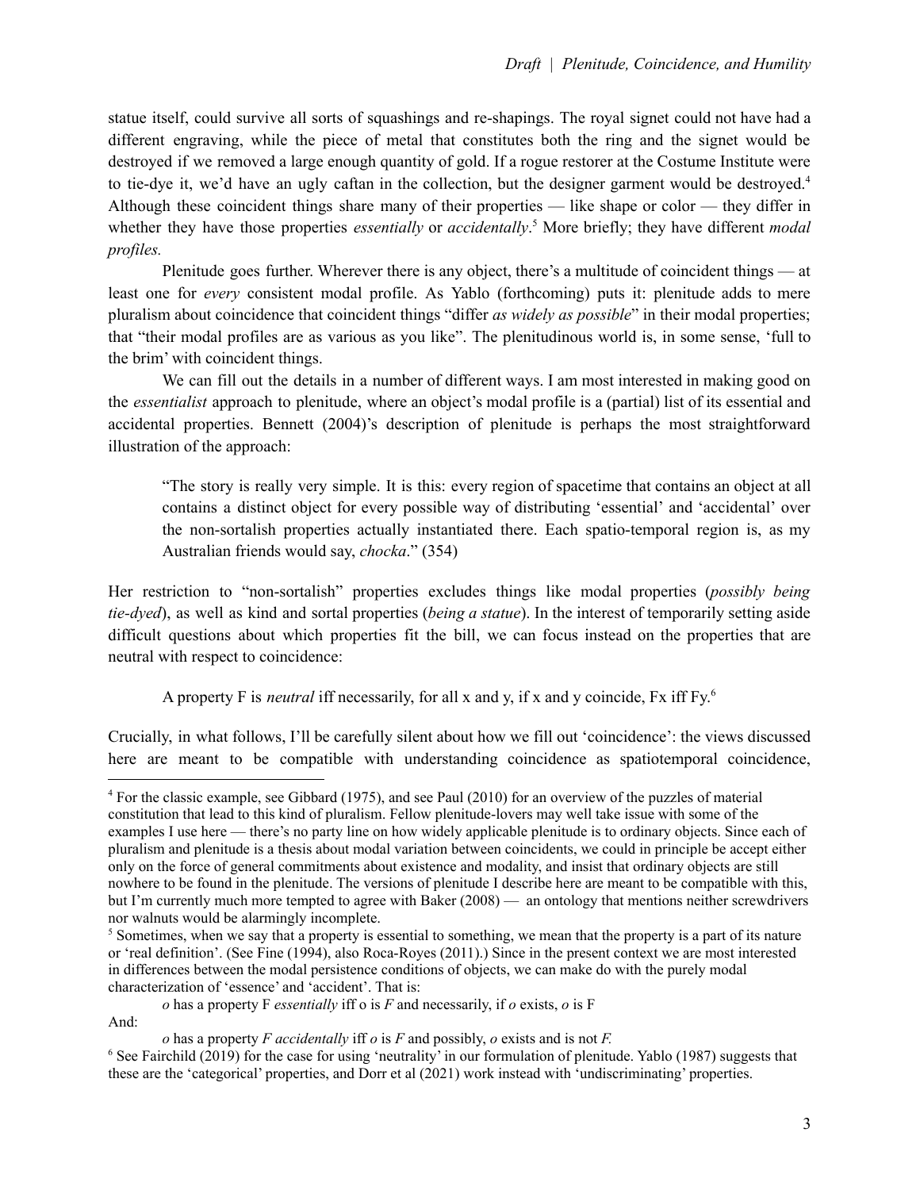statue itself, could survive all sorts of squashings and re-shapings. The royal signet could not have had a different engraving, while the piece of metal that constitutes both the ring and the signet would be destroyed if we removed a large enough quantity of gold. If a rogue restorer at the Costume Institute were to tie-dye it, we'd have an ugly caftan in the collection, but the designer garment would be destroyed.[4] Although these coincident things share many of their properties — like shape or color — they differ in whether they have those properties *essentially* or *accidentally*.[5] More briefly; they have different *modal profiles.*

Plenitude goes further. Wherever there is any object, there's a multitude of coincident things — at least one for *every* consistent modal profile. As Yablo (forthcoming) puts it: plenitude adds to mere pluralism about coincidence that coincident things "differ *as widely as possible*" in their modal properties; that "their modal profiles are as various as you like". The plenitudinous world is, in some sense, 'full to the brim' with coincident things.

We can fill out the details in a number of different ways. I am most interested in making good on the *essentialist* approach to plenitude, where an object's modal profile is a (partial) list of its essential and accidental properties. Bennett (2004)'s description of plenitude is perhaps the most straightforward illustration of the approach:

> "The story is really very simple. It is this: every region of spacetime that contains an object at all contains a distinct object for every possible way of distributing 'essential' and 'accidental' over the non-sortalish properties actually instantiated there. Each spatio-temporal region is, as my Australian friends would say, *chocka*." (354)

Her restriction to "non-sortalish" properties excludes things like modal properties (*possibly being tie-dyed*), as well as kind and sortal properties (*being a statue*). In the interest of temporarily setting aside difficult questions about which properties fit the bill, we can focus instead on the properties that are neutral with respect to coincidence:

> A property F is *neutral* iff necessarily, for all x and y, if x and y coincide, Fx iff Fy.[6]

Crucially, in what follows, I'll be carefully silent about how we fill out 'coincidence': the views discussed here are meant to be compatible with understanding coincidence as spatiotemporal coincidence,

---

[4] For the classic example, see Gibbard (1975), and see Paul (2010) for an overview of the puzzles of material constitution that lead to this kind of pluralism. Fellow plenitude-lovers may well take issue with some of the examples I use here — there's no party line on how widely applicable plenitude is to ordinary objects. Since each of pluralism and plenitude is a thesis about modal variation between coincidents, we could in principle be accept either only on the force of general commitments about existence and modality, and insist that ordinary objects are still nowhere to be found in the plenitude. The versions of plenitude I describe here are meant to be compatible with this, but I'm currently much more tempted to agree with Baker (2008) — an ontology that mentions neither screwdrivers nor walnuts would be alarmingly incomplete.

[5] Sometimes, when we say that a property is essential to something, we mean that the property is a part of its nature or 'real definition'. (See Fine (1994), also Roca-Royes (2011).) Since in the present context we are most interested in differences between the modal persistence conditions of objects, we can make do with the purely modal characterization of 'essence' and 'accident'. That is:

> *o* has a property F *essentially* iff o is *F* and necessarily, if *o* exists, *o* is F

And:

> *o* has a property *F accidentally* iff *o* is *F* and possibly, *o* exists and is not *F.*

[6] See Fairchild (2019) for the case for using 'neutrality' in our formulation of plenitude. Yablo (1987) suggests that these are the 'categorical' properties, and Dorr et al (2021) work instead with 'undiscriminating' properties.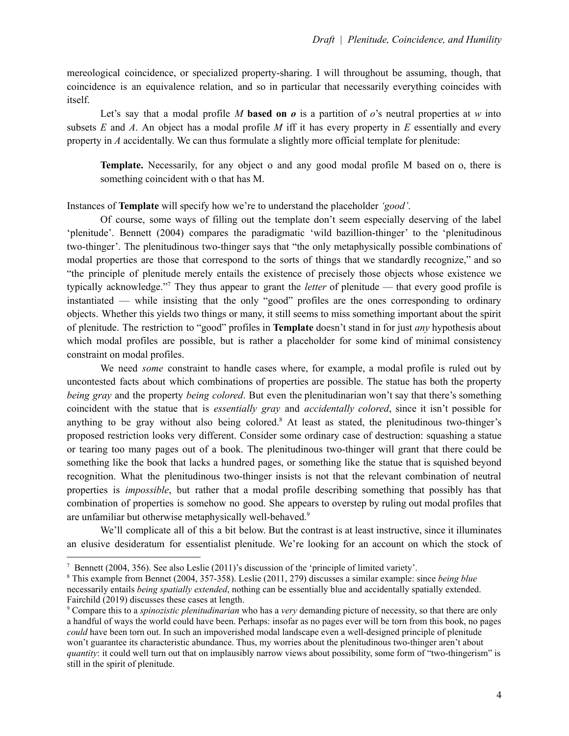mereological coincidence, or specialized property-sharing. I will throughout be assuming, though, that coincidence is an equivalence relation, and so in particular that necessarily everything coincides with itself.

Let's say that a modal profile *M* **based on *o*** is a partition of *o*'s neutral properties at *w* into subsets *E* and *A*. An object has a modal profile *M* iff it has every property in *E* essentially and every property in *A* accidentally. We can thus formulate a slightly more official template for plenitude:

> **Template.** Necessarily, for any object o and any good modal profile M based on o, there is something coincident with o that has M.

Instances of **Template** will specify how we're to understand the placeholder *'good'*.

Of course, some ways of filling out the template don't seem especially deserving of the label 'plenitude'. Bennett (2004) compares the paradigmatic 'wild bazillion-thinger' to the 'plenitudinous two-thinger'. The plenitudinous two-thinger says that "the only metaphysically possible combinations of modal properties are those that correspond to the sorts of things that we standardly recognize," and so "the principle of plenitude merely entails the existence of precisely those objects whose existence we typically acknowledge."[7] They thus appear to grant the *letter* of plenitude — that every good profile is instantiated — while insisting that the only "good" profiles are the ones corresponding to ordinary objects. Whether this yields two things or many, it still seems to miss something important about the spirit of plenitude. The restriction to "good" profiles in **Template** doesn't stand in for just *any* hypothesis about which modal profiles are possible, but is rather a placeholder for some kind of minimal consistency constraint on modal profiles.

We need *some* constraint to handle cases where, for example, a modal profile is ruled out by uncontested facts about which combinations of properties are possible. The statue has both the property *being gray* and the property *being colored*. But even the plenitudinarian won't say that there's something coincident with the statue that is *essentially gray* and *accidentally colored*, since it isn't possible for anything to be gray without also being colored.[8] At least as stated, the plenitudinous two-thinger's proposed restriction looks very different. Consider some ordinary case of destruction: squashing a statue or tearing too many pages out of a book. The plenitudinous two-thinger will grant that there could be something like the book that lacks a hundred pages, or something like the statue that is squished beyond recognition. What the plenitudinous two-thinger insists is not that the relevant combination of neutral properties is *impossible*, but rather that a modal profile describing something that possibly has that combination of properties is somehow no good. She appears to overstep by ruling out modal profiles that are unfamiliar but otherwise metaphysically well-behaved.[9]

We'll complicate all of this a bit below. But the contrast is at least instructive, since it illuminates an elusive desideratum for essentialist plenitude. We're looking for an account on which the stock of

---

[7] Bennett (2004, 356). See also Leslie (2011)'s discussion of the 'principle of limited variety'.

[8] This example from Bennet (2004, 357-358). Leslie (2011, 279) discusses a similar example: since *being blue* necessarily entails *being spatially extended*, nothing can be essentially blue and accidentally spatially extended. Fairchild (2019) discusses these cases at length.

[9] Compare this to a *spinozistic plenitudinarian* who has a *very* demanding picture of necessity, so that there are only a handful of ways the world could have been. Perhaps: insofar as no pages ever will be torn from this book, no pages *could* have been torn out. In such an impoverished modal landscape even a well-designed principle of plenitude won't guarantee its characteristic abundance. Thus, my worries about the plenitudinous two-thinger aren't about *quantity*: it could well turn out that on implausibly narrow views about possibility, some form of "two-thingerism" is still in the spirit of plenitude.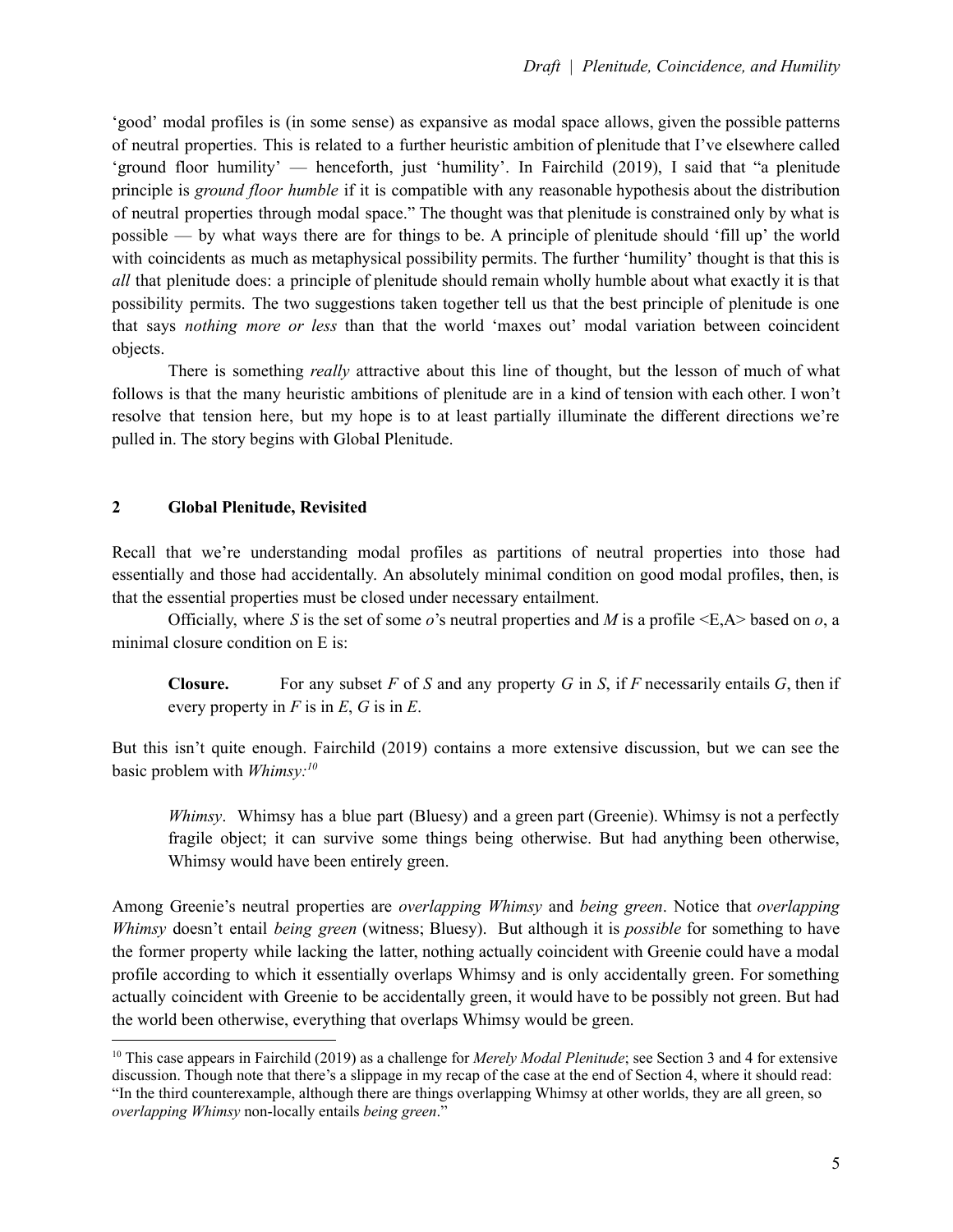'good' modal profiles is (in some sense) as expansive as modal space allows, given the possible patterns of neutral properties. This is related to a further heuristic ambition of plenitude that I've elsewhere called 'ground floor humility' — henceforth, just 'humility'. In Fairchild (2019), I said that "a plenitude principle is *ground floor humble* if it is compatible with any reasonable hypothesis about the distribution of neutral properties through modal space." The thought was that plenitude is constrained only by what is possible — by what ways there are for things to be. A principle of plenitude should 'fill up' the world with coincidents as much as metaphysical possibility permits. The further 'humility' thought is that this is *all* that plenitude does: a principle of plenitude should remain wholly humble about what exactly it is that possibility permits. The two suggestions taken together tell us that the best principle of plenitude is one that says *nothing more or less* than that the world 'maxes out' modal variation between coincident objects.

There is something *really* attractive about this line of thought, but the lesson of much of what follows is that the many heuristic ambitions of plenitude are in a kind of tension with each other. I won't resolve that tension here, but my hope is to at least partially illuminate the different directions we're pulled in. The story begins with Global Plenitude.

## 2 Global Plenitude, Revisited

Recall that we're understanding modal profiles as partitions of neutral properties into those had essentially and those had accidentally. An absolutely minimal condition on good modal profiles, then, is that the essential properties must be closed under necessary entailment.

Officially, where *S* is the set of some *o*'s neutral properties and *M* is a profile <E,A> based on *o*, a minimal closure condition on E is:

> **Closure.** For any subset *F* of *S* and any property *G* in *S*, if *F* necessarily entails *G*, then if every property in *F* is in *E*, *G* is in *E*.

But this isn't quite enough. Fairchild (2019) contains a more extensive discussion, but we can see the basic problem with *Whimsy:*[10]

> *Whimsy*. Whimsy has a blue part (Bluesy) and a green part (Greenie). Whimsy is not a perfectly fragile object; it can survive some things being otherwise. But had anything been otherwise, Whimsy would have been entirely green.

Among Greenie's neutral properties are *overlapping Whimsy* and *being green*. Notice that *overlapping Whimsy* doesn't entail *being green* (witness; Bluesy). But although it is *possible* for something to have the former property while lacking the latter, nothing actually coincident with Greenie could have a modal profile according to which it essentially overlaps Whimsy and is only accidentally green. For something actually coincident with Greenie to be accidentally green, it would have to be possibly not green. But had the world been otherwise, everything that overlaps Whimsy would be green.

---

[10] This case appears in Fairchild (2019) as a challenge for *Merely Modal Plenitude*; see Section 3 and 4 for extensive discussion. Though note that there's a slippage in my recap of the case at the end of Section 4, where it should read: "In the third counterexample, although there are things overlapping Whimsy at other worlds, they are all green, so *overlapping Whimsy* non-locally entails *being green*."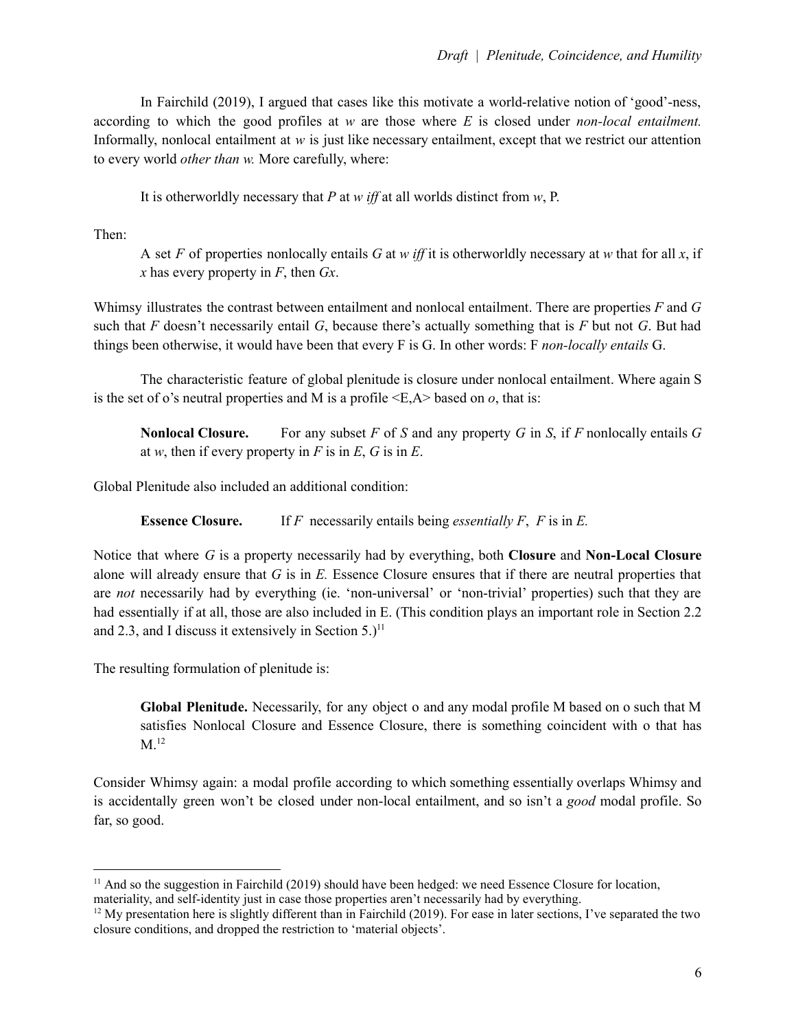In Fairchild (2019), I argued that cases like this motivate a world-relative notion of 'good'-ness, according to which the good profiles at *w* are those where *E* is closed under *non-local entailment.* Informally, nonlocal entailment at *w* is just like necessary entailment, except that we restrict our attention to every world *other than w.* More carefully, where:

> It is otherworldly necessary that *P* at *w iff* at all worlds distinct from *w*, P.

Then:

> A set *F* of properties nonlocally entails *G* at *w iff* it is otherworldly necessary at *w* that for all *x*, if *x* has every property in *F*, then *Gx*.

Whimsy illustrates the contrast between entailment and nonlocal entailment. There are properties *F* and *G* such that *F* doesn't necessarily entail *G*, because there's actually something that is *F* but not *G*. But had things been otherwise, it would have been that every F is G. In other words: F *non-locally entails* G.

The characteristic feature of global plenitude is closure under nonlocal entailment. Where again S is the set of o's neutral properties and M is a profile <E,A> based on *o*, that is:

> **Nonlocal Closure.** For any subset *F* of *S* and any property *G* in *S*, if *F* nonlocally entails *G* at *w*, then if every property in *F* is in *E*, *G* is in *E*.

Global Plenitude also included an additional condition:

> **Essence Closure.** If *F* necessarily entails being *essentially F*, *F* is in *E.*

Notice that where *G* is a property necessarily had by everything, both **Closure** and **Non-Local Closure** alone will already ensure that *G* is in *E.* Essence Closure ensures that if there are neutral properties that are *not* necessarily had by everything (ie. 'non-universal' or 'non-trivial' properties) such that they are had essentially if at all, those are also included in E. (This condition plays an important role in Section 2.2 and 2.3, and I discuss it extensively in Section 5.)[11]

The resulting formulation of plenitude is:

> **Global Plenitude.** Necessarily, for any object o and any modal profile M based on o such that M satisfies Nonlocal Closure and Essence Closure, there is something coincident with o that has M.[12]

Consider Whimsy again: a modal profile according to which something essentially overlaps Whimsy and is accidentally green won't be closed under non-local entailment, and so isn't a *good* modal profile. So far, so good.

---

[11] And so the suggestion in Fairchild (2019) should have been hedged: we need Essence Closure for location, materiality, and self-identity just in case those properties aren't necessarily had by everything.

[12] My presentation here is slightly different than in Fairchild (2019). For ease in later sections, I've separated the two closure conditions, and dropped the restriction to 'material objects'.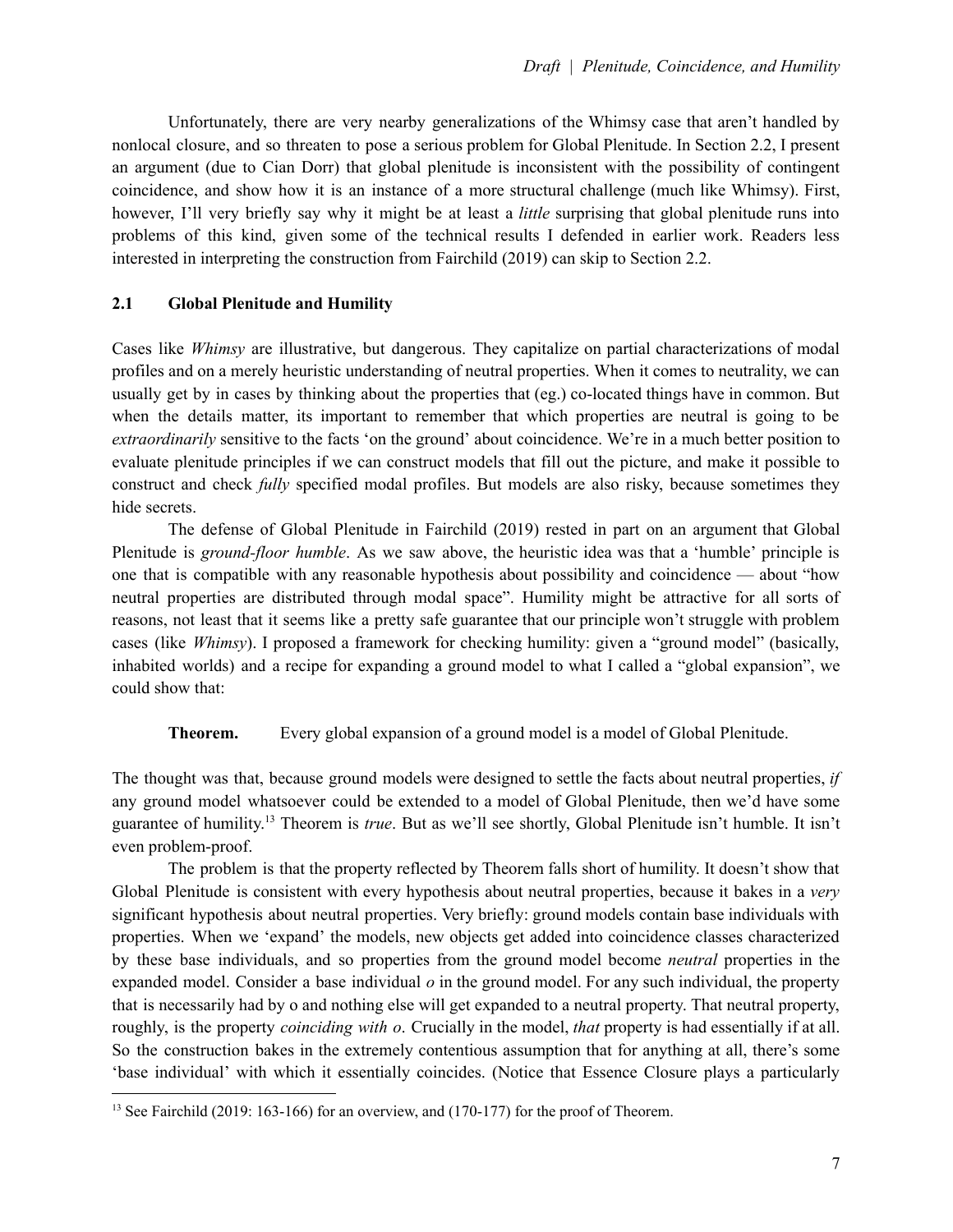Unfortunately, there are very nearby generalizations of the Whimsy case that aren't handled by nonlocal closure, and so threaten to pose a serious problem for Global Plenitude. In Section 2.2, I present an argument (due to Cian Dorr) that global plenitude is inconsistent with the possibility of contingent coincidence, and show how it is an instance of a more structural challenge (much like Whimsy). First, however, I'll very briefly say why it might be at least a *little* surprising that global plenitude runs into problems of this kind, given some of the technical results I defended in earlier work. Readers less interested in interpreting the construction from Fairchild (2019) can skip to Section 2.2.

### 2.1 Global Plenitude and Humility

Cases like *Whimsy* are illustrative, but dangerous. They capitalize on partial characterizations of modal profiles and on a merely heuristic understanding of neutral properties. When it comes to neutrality, we can usually get by in cases by thinking about the properties that (eg.) co-located things have in common. But when the details matter, its important to remember that which properties are neutral is going to be *extraordinarily* sensitive to the facts 'on the ground' about coincidence. We're in a much better position to evaluate plenitude principles if we can construct models that fill out the picture, and make it possible to construct and check *fully* specified modal profiles. But models are also risky, because sometimes they hide secrets.

The defense of Global Plenitude in Fairchild (2019) rested in part on an argument that Global Plenitude is *ground-floor humble*. As we saw above, the heuristic idea was that a 'humble' principle is one that is compatible with any reasonable hypothesis about possibility and coincidence — about "how neutral properties are distributed through modal space". Humility might be attractive for all sorts of reasons, not least that it seems like a pretty safe guarantee that our principle won't struggle with problem cases (like *Whimsy*). I proposed a framework for checking humility: given a "ground model" (basically, inhabited worlds) and a recipe for expanding a ground model to what I called a "global expansion", we could show that:

> **Theorem.** Every global expansion of a ground model is a model of Global Plenitude.

The thought was that, because ground models were designed to settle the facts about neutral properties, *if* any ground model whatsoever could be extended to a model of Global Plenitude, then we'd have some guarantee of humility.[13] Theorem is *true*. But as we'll see shortly, Global Plenitude isn't humble. It isn't even problem-proof.

The problem is that the property reflected by Theorem falls short of humility. It doesn't show that Global Plenitude is consistent with every hypothesis about neutral properties, because it bakes in a *very* significant hypothesis about neutral properties. Very briefly: ground models contain base individuals with properties. When we 'expand' the models, new objects get added into coincidence classes characterized by these base individuals, and so properties from the ground model become *neutral* properties in the expanded model. Consider a base individual *o* in the ground model. For any such individual, the property that is necessarily had by o and nothing else will get expanded to a neutral property. That neutral property, roughly, is the property *coinciding with o*. Crucially in the model, *that* property is had essentially if at all. So the construction bakes in the extremely contentious assumption that for anything at all, there's some 'base individual' with which it essentially coincides. (Notice that Essence Closure plays a particularly

[13] See Fairchild (2019: 163-166) for an overview, and (170-177) for the proof of Theorem.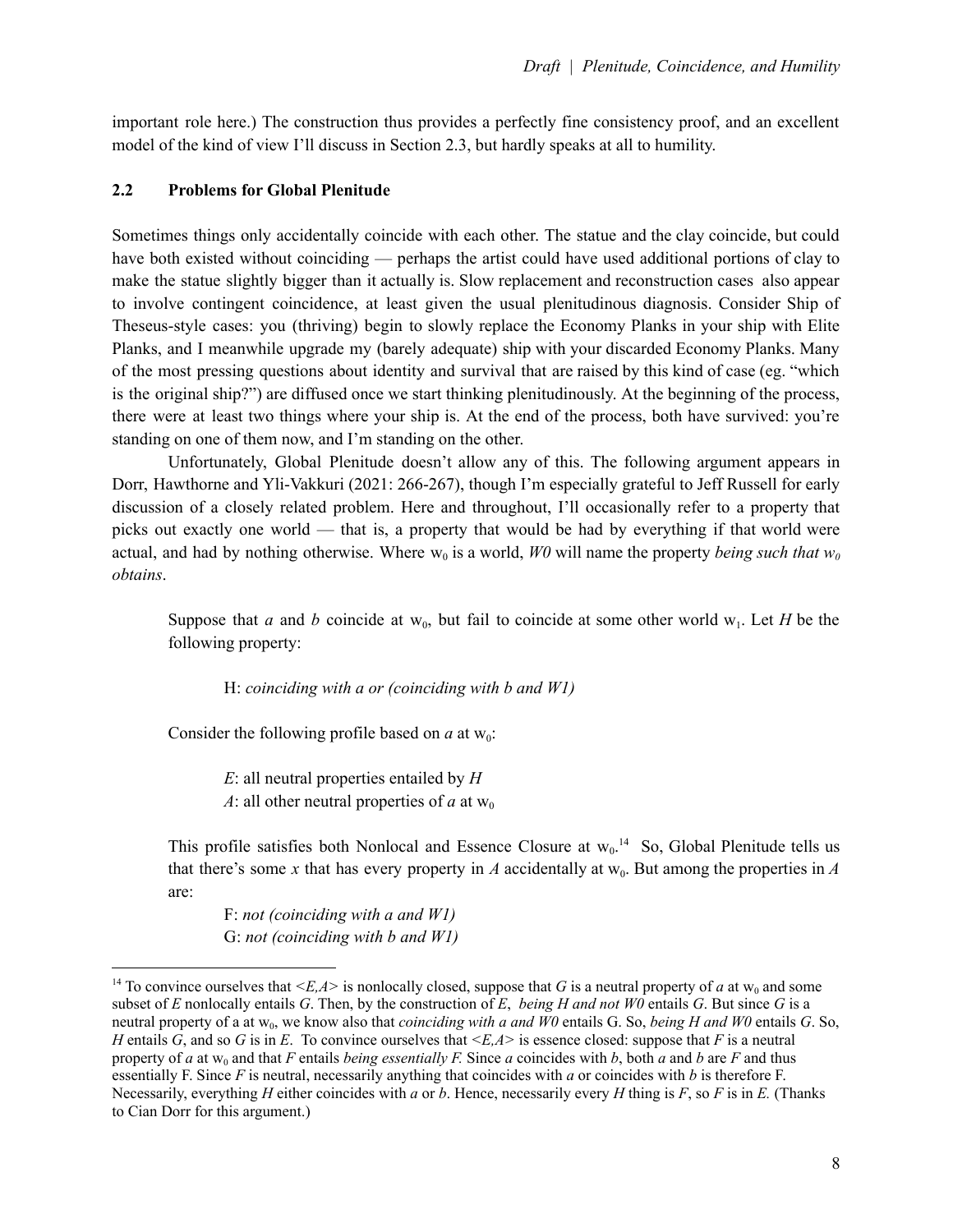important role here.) The construction thus provides a perfectly fine consistency proof, and an excellent model of the kind of view I'll discuss in Section 2.3, but hardly speaks at all to humility.

### 2.2 Problems for Global Plenitude

Sometimes things only accidentally coincide with each other. The statue and the clay coincide, but could have both existed without coinciding — perhaps the artist could have used additional portions of clay to make the statue slightly bigger than it actually is. Slow replacement and reconstruction cases also appear to involve contingent coincidence, at least given the usual plenitudinous diagnosis. Consider Ship of Theseus-style cases: you (thriving) begin to slowly replace the Economy Planks in your ship with Elite Planks, and I meanwhile upgrade my (barely adequate) ship with your discarded Economy Planks. Many of the most pressing questions about identity and survival that are raised by this kind of case (eg. "which is the original ship?") are diffused once we start thinking plenitudinously. At the beginning of the process, there were at least two things where your ship is. At the end of the process, both have survived: you're standing on one of them now, and I'm standing on the other.

Unfortunately, Global Plenitude doesn't allow any of this. The following argument appears in Dorr, Hawthorne and Yli-Vakkuri (2021: 266-267), though I'm especially grateful to Jeff Russell for early discussion of a closely related problem. Here and throughout, I'll occasionally refer to a property that picks out exactly one world — that is, a property that would be had by everything if that world were actual, and had by nothing otherwise. Where $w_0$ is a world, *W0* will name the property *being such that $w_0$ obtains*.

> Suppose that *a* and *b* coincide at $w_0$, but fail to coincide at some other world $w_1$. Let *H* be the following property:
>
> H: *coinciding with a or (coinciding with b and W1)*
>
> Consider the following profile based on *a* at $w_0$:
>
> *E*: all neutral properties entailed by *H*
> *A*: all other neutral properties of *a* at $w_0$
>
> This profile satisfies both Nonlocal and Essence Closure at $w_0$.[14] So, Global Plenitude tells us that there's some *x* that has every property in *A* accidentally at $w_0$. But among the properties in *A* are:
>
> F: *not (coinciding with a and W1)*
> G: *not (coinciding with b and W1)*

[14] To convince ourselves that *<E,A>* is nonlocally closed, suppose that *G* is a neutral property of *a* at $w_0$ and some subset of *E* nonlocally entails *G*. Then, by the construction of *E*, *being H and not W0* entails *G*. But since *G* is a neutral property of a at $w_0$, we know also that *coinciding with a and W0* entails G. So, *being H and W0* entails *G*. So, *H* entails *G*, and so *G* is in *E*. To convince ourselves that *<E,A>* is essence closed: suppose that *F* is a neutral property of *a* at $w_0$ and that *F* entails *being essentially F.* Since *a* coincides with *b*, both *a* and *b* are *F* and thus essentially F. Since *F* is neutral, necessarily anything that coincides with *a* or coincides with *b* is therefore F. Necessarily, everything *H* either coincides with *a* or *b*. Hence, necessarily every *H* thing is *F*, so *F* is in *E.* (Thanks to Cian Dorr for this argument.)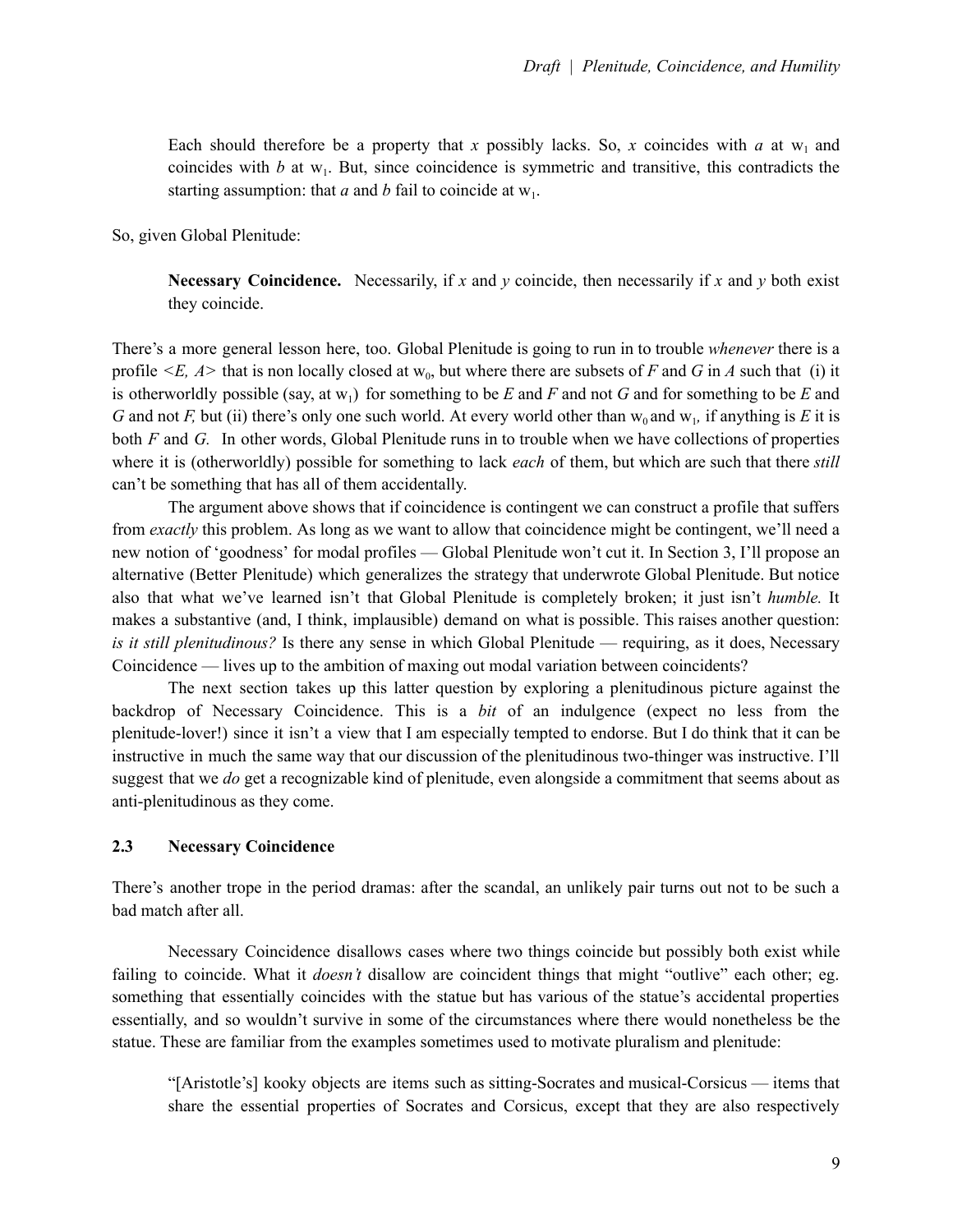Each should therefore be a property that *x* possibly lacks. So, *x* coincides with *a* at $w_1$ and coincides with *b* at $w_1$. But, since coincidence is symmetric and transitive, this contradicts the starting assumption: that *a* and *b* fail to coincide at $w_1$.

So, given Global Plenitude:

> **Necessary Coincidence.** Necessarily, if *x* and *y* coincide, then necessarily if *x* and *y* both exist they coincide.

There's a more general lesson here, too. Global Plenitude is going to run in to trouble *whenever* there is a profile $<E, A>$ that is non locally closed at $w_0$, but where there are subsets of *F* and *G* in *A* such that (i) it is otherworldly possible (say, at $w_1$) for something to be *E* and *F* and not *G* and for something to be *E* and *G* and not *F,* but (ii) there's only one such world. At every world other than $w_0$ and $w_1$, if anything is *E* it is both *F* and *G.* In other words, Global Plenitude runs in to trouble when we have collections of properties where it is (otherworldly) possible for something to lack *each* of them, but which are such that there *still* can't be something that has all of them accidentally.

The argument above shows that if coincidence is contingent we can construct a profile that suffers from *exactly* this problem. As long as we want to allow that coincidence might be contingent, we'll need a new notion of 'goodness' for modal profiles — Global Plenitude won't cut it. In Section 3, I'll propose an alternative (Better Plenitude) which generalizes the strategy that underwrote Global Plenitude. But notice also that what we've learned isn't that Global Plenitude is completely broken; it just isn't *humble.* It makes a substantive (and, I think, implausible) demand on what is possible. This raises another question: *is it still plenitudinous?* Is there any sense in which Global Plenitude — requiring, as it does, Necessary Coincidence — lives up to the ambition of maxing out modal variation between coincidents?

The next section takes up this latter question by exploring a plenitudinous picture against the backdrop of Necessary Coincidence. This is a *bit* of an indulgence (expect no less from the plenitude-lover!) since it isn't a view that I am especially tempted to endorse. But I do think that it can be instructive in much the same way that our discussion of the plenitudinous two-thinger was instructive. I'll suggest that we *do* get a recognizable kind of plenitude, even alongside a commitment that seems about as anti-plenitudinous as they come.

### 2.3 Necessary Coincidence

There's another trope in the period dramas: after the scandal, an unlikely pair turns out not to be such a bad match after all.

Necessary Coincidence disallows cases where two things coincide but possibly both exist while failing to coincide. What it *doesn't* disallow are coincident things that might "outlive" each other; eg. something that essentially coincides with the statue but has various of the statue's accidental properties essentially, and so wouldn't survive in some of the circumstances where there would nonetheless be the statue. These are familiar from the examples sometimes used to motivate pluralism and plenitude:

> "[Aristotle's] kooky objects are items such as sitting-Socrates and musical-Corsicus — items that share the essential properties of Socrates and Corsicus, except that they are also respectively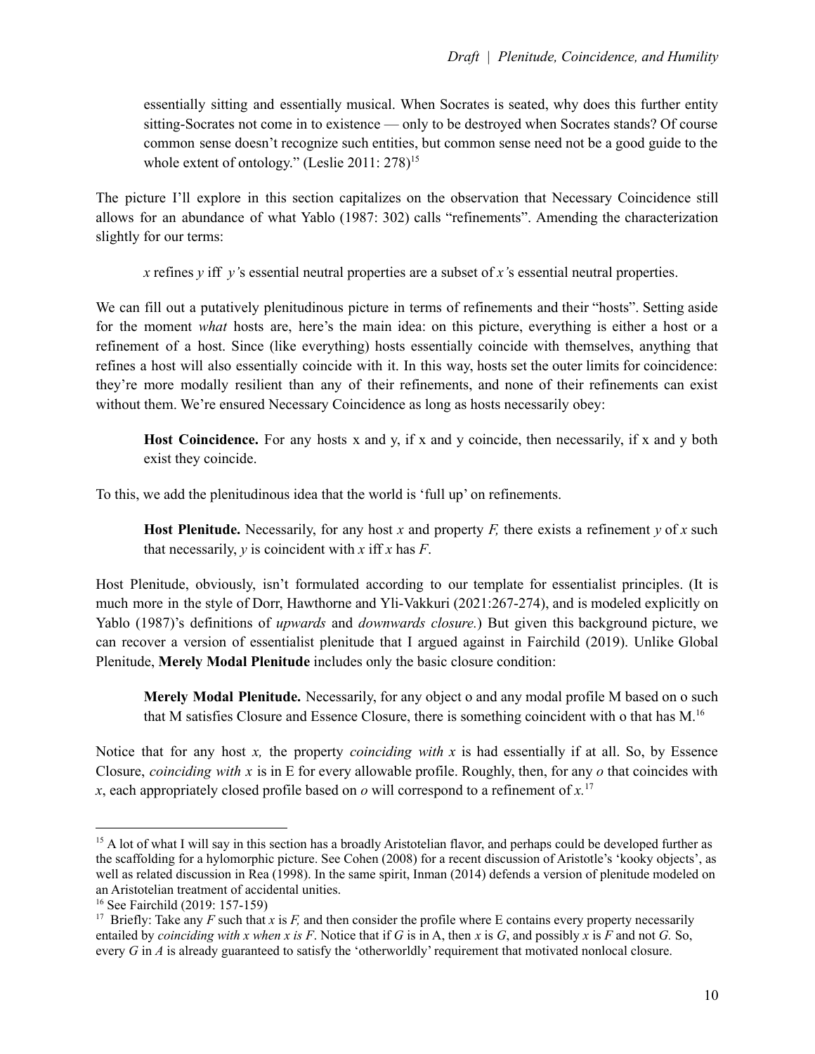> essentially sitting and essentially musical. When Socrates is seated, why does this further entity sitting-Socrates not come in to existence — only to be destroyed when Socrates stands? Of course common sense doesn't recognize such entities, but common sense need not be a good guide to the whole extent of ontology." (Leslie 2011: 278)[15]

The picture I'll explore in this section capitalizes on the observation that Necessary Coincidence still allows for an abundance of what Yablo (1987: 302) calls "refinements". Amending the characterization slightly for our terms:

> *x* refines *y* iff *y'*s essential neutral properties are a subset of *x'*s essential neutral properties.

We can fill out a putatively plenitudinous picture in terms of refinements and their "hosts". Setting aside for the moment *what* hosts are, here's the main idea: on this picture, everything is either a host or a refinement of a host. Since (like everything) hosts essentially coincide with themselves, anything that refines a host will also essentially coincide with it. In this way, hosts set the outer limits for coincidence: they're more modally resilient than any of their refinements, and none of their refinements can exist without them. We're ensured Necessary Coincidence as long as hosts necessarily obey:

> **Host Coincidence.** For any hosts x and y, if x and y coincide, then necessarily, if x and y both exist they coincide.

To this, we add the plenitudinous idea that the world is 'full up' on refinements.

> **Host Plenitude.** Necessarily, for any host *x* and property *F,* there exists a refinement *y* of *x* such that necessarily, *y* is coincident with *x* iff *x* has *F*.

Host Plenitude, obviously, isn't formulated according to our template for essentialist principles. (It is much more in the style of Dorr, Hawthorne and Yli-Vakkuri (2021:267-274), and is modeled explicitly on Yablo (1987)'s definitions of *upwards* and *downwards closure.*) But given this background picture, we can recover a version of essentialist plenitude that I argued against in Fairchild (2019). Unlike Global Plenitude, **Merely Modal Plenitude** includes only the basic closure condition:

> **Merely Modal Plenitude.** Necessarily, for any object o and any modal profile M based on o such that M satisfies Closure and Essence Closure, there is something coincident with o that has M.[16]

Notice that for any host *x,* the property *coinciding with x* is had essentially if at all. So, by Essence Closure, *coinciding with x* is in E for every allowable profile. Roughly, then, for any *o* that coincides with *x*, each appropriately closed profile based on *o* will correspond to a refinement of *x.*[17]

---

[15] A lot of what I will say in this section has a broadly Aristotelian flavor, and perhaps could be developed further as the scaffolding for a hylomorphic picture. See Cohen (2008) for a recent discussion of Aristotle's 'kooky objects', as well as related discussion in Rea (1998). In the same spirit, Inman (2014) defends a version of plenitude modeled on an Aristotelian treatment of accidental unities.

[16] See Fairchild (2019: 157-159)

[17] Briefly: Take any *F* such that *x* is *F,* and then consider the profile where E contains every property necessarily entailed by *coinciding with x when x is F*. Notice that if *G* is in A, then *x* is *G*, and possibly *x* is *F* and not *G.* So, every *G* in *A* is already guaranteed to satisfy the 'otherworldly' requirement that motivated nonlocal closure.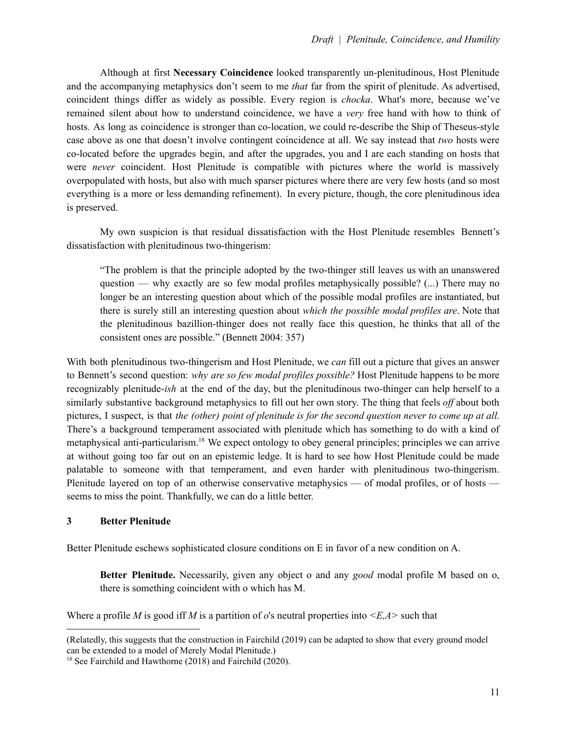Although at first **Necessary Coincidence** looked transparently un-plenitudinous, Host Plenitude and the accompanying metaphysics don't seem to me *that* far from the spirit of plenitude. As advertised, coincident things differ as widely as possible. Every region is *chocka*. What's more, because we've remained silent about how to understand coincidence, we have a *very* free hand with how to think of hosts. As long as coincidence is stronger than co-location, we could re-describe the Ship of Theseus-style case above as one that doesn't involve contingent coincidence at all. We say instead that *two* hosts were co-located before the upgrades begin, and after the upgrades, you and I are each standing on hosts that were *never* coincident. Host Plenitude is compatible with pictures where the world is massively overpopulated with hosts, but also with much sparser pictures where there are very few hosts (and so most everything is a more or less demanding refinement). In every picture, though, the core plenitudinous idea is preserved.

My own suspicion is that residual dissatisfaction with the Host Plenitude resembles Bennett's dissatisfaction with plenitudinous two-thingerism:

> "The problem is that the principle adopted by the two-thinger still leaves us with an unanswered question — why exactly are so few modal profiles metaphysically possible? (...) There may no longer be an interesting question about which of the possible modal profiles are instantiated, but there is surely still an interesting question about *which the possible modal profiles are*. Note that the plenitudinous bazillion-thinger does not really face this question, he thinks that all of the consistent ones are possible." (Bennett 2004: 357)

With both plenitudinous two-thingerism and Host Plenitude, we *can* fill out a picture that gives an answer to Bennett's second question: *why are so few modal profiles possible?* Host Plenitude happens to be more recognizably plenitude-*ish* at the end of the day, but the plenitudinous two-thinger can help herself to a similarly substantive background metaphysics to fill out her own story. The thing that feels *off* about both pictures, I suspect, is that *the (other) point of plenitude is for the second question never to come up at all.* There's a background temperament associated with plenitude which has something to do with a kind of metaphysical anti-particularism.[18] We expect ontology to obey general principles; principles we can arrive at without going too far out on an epistemic ledge. It is hard to see how Host Plenitude could be made palatable to someone with that temperament, and even harder with plenitudinous two-thingerism. Plenitude layered on top of an otherwise conservative metaphysics — of modal profiles, or of hosts — seems to miss the point. Thankfully, we can do a little better.

## 3 Better Plenitude

Better Plenitude eschews sophisticated closure conditions on E in favor of a new condition on A.

> **Better Plenitude.** Necessarily, given any object o and any *good* modal profile M based on o, there is something coincident with o which has M.

Where a profile *M* is good iff *M* is a partition of *o*'s neutral properties into *<E,A>* such that

---

(Relatedly, this suggests that the construction in Fairchild (2019) can be adapted to show that every ground model can be extended to a model of Merely Modal Plenitude.)

[18] See Fairchild and Hawthorne (2018) and Fairchild (2020).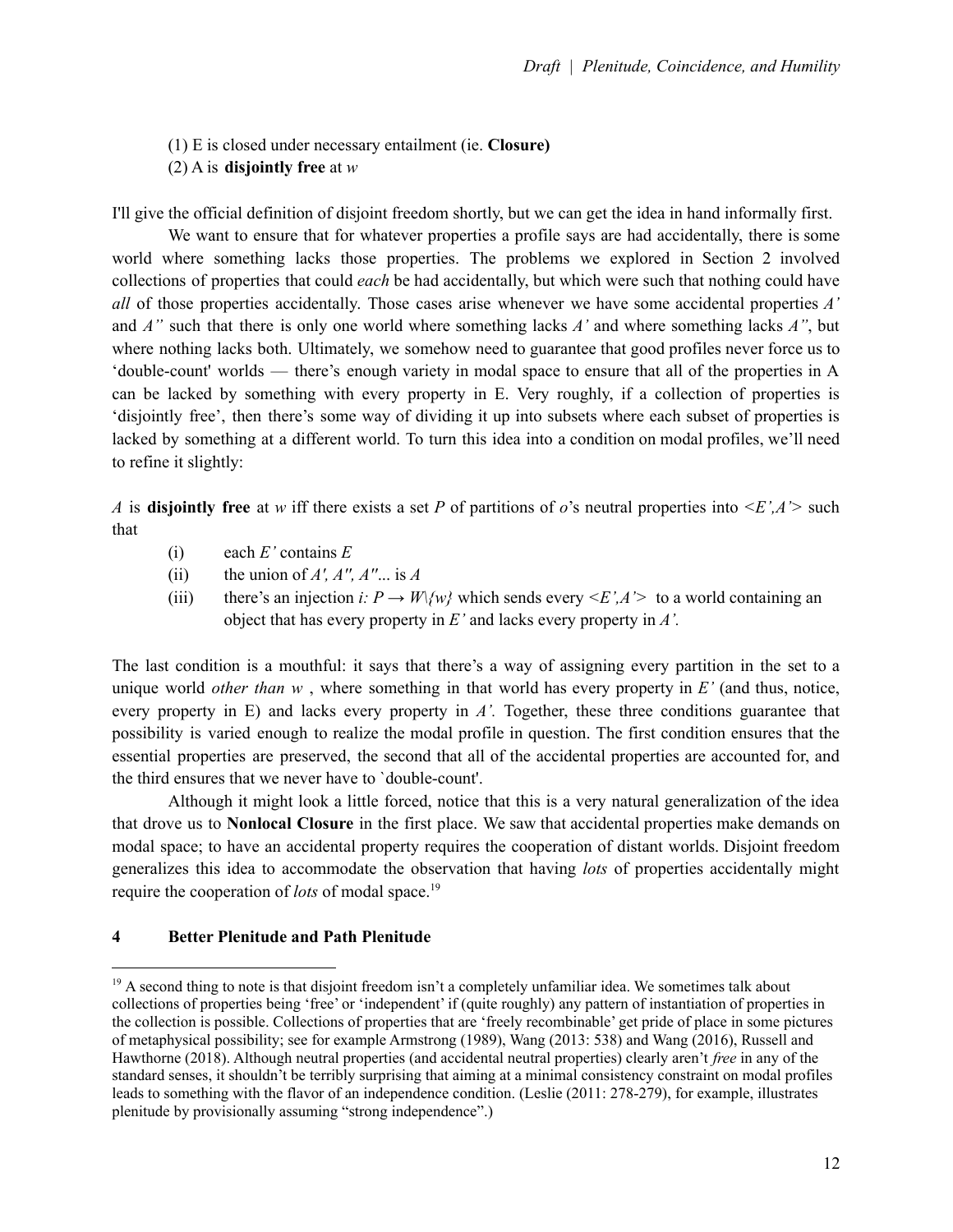(1) E is closed under necessary entailment (ie. **Closure)**

(2) A is **disjointly free** at *w*

I'll give the official definition of disjoint freedom shortly, but we can get the idea in hand informally first.

We want to ensure that for whatever properties a profile says are had accidentally, there is some world where something lacks those properties. The problems we explored in Section 2 involved collections of properties that could *each* be had accidentally, but which were such that nothing could have *all* of those properties accidentally. Those cases arise whenever we have some accidental properties *A'* and *A''* such that there is only one world where something lacks *A'* and where something lacks *A''*, but where nothing lacks both. Ultimately, we somehow need to guarantee that good profiles never force us to 'double-count' worlds — there's enough variety in modal space to ensure that all of the properties in A can be lacked by something with every property in E. Very roughly, if a collection of properties is 'disjointly free', then there's some way of dividing it up into subsets where each subset of properties is lacked by something at a different world. To turn this idea into a condition on modal profiles, we'll need to refine it slightly:

*A* is **disjointly free** at *w* iff there exists a set *P* of partitions of *o*'s neutral properties into $<E',A'>$ such that

(i) each *E'* contains *E*

(ii) the union of *A', A'', A'''*... is *A*

(iii) there's an injection $i: P \rightarrow W\backslash\{w\}$ which sends every $<E',A'>$ to a world containing an object that has every property in *E'* and lacks every property in *A'*.

The last condition is a mouthful: it says that there's a way of assigning every partition in the set to a unique world *other than w* , where something in that world has every property in *E'* (and thus, notice, every property in E) and lacks every property in *A'*. Together, these three conditions guarantee that possibility is varied enough to realize the modal profile in question. The first condition ensures that the essential properties are preserved, the second that all of the accidental properties are accounted for, and the third ensures that we never have to `double-count'.

Although it might look a little forced, notice that this is a very natural generalization of the idea that drove us to **Nonlocal Closure** in the first place. We saw that accidental properties make demands on modal space; to have an accidental property requires the cooperation of distant worlds. Disjoint freedom generalizes this idea to accommodate the observation that having *lots* of properties accidentally might require the cooperation of *lots* of modal space.[19]

## 4 Better Plenitude and Path Plenitude

[19] A second thing to note is that disjoint freedom isn't a completely unfamiliar idea. We sometimes talk about collections of properties being 'free' or 'independent' if (quite roughly) any pattern of instantiation of properties in the collection is possible. Collections of properties that are 'freely recombinable' get pride of place in some pictures of metaphysical possibility; see for example Armstrong (1989), Wang (2013: 538) and Wang (2016), Russell and Hawthorne (2018). Although neutral properties (and accidental neutral properties) clearly aren't *free* in any of the standard senses, it shouldn't be terribly surprising that aiming at a minimal consistency constraint on modal profiles leads to something with the flavor of an independence condition. (Leslie (2011: 278-279), for example, illustrates plenitude by provisionally assuming "strong independence".)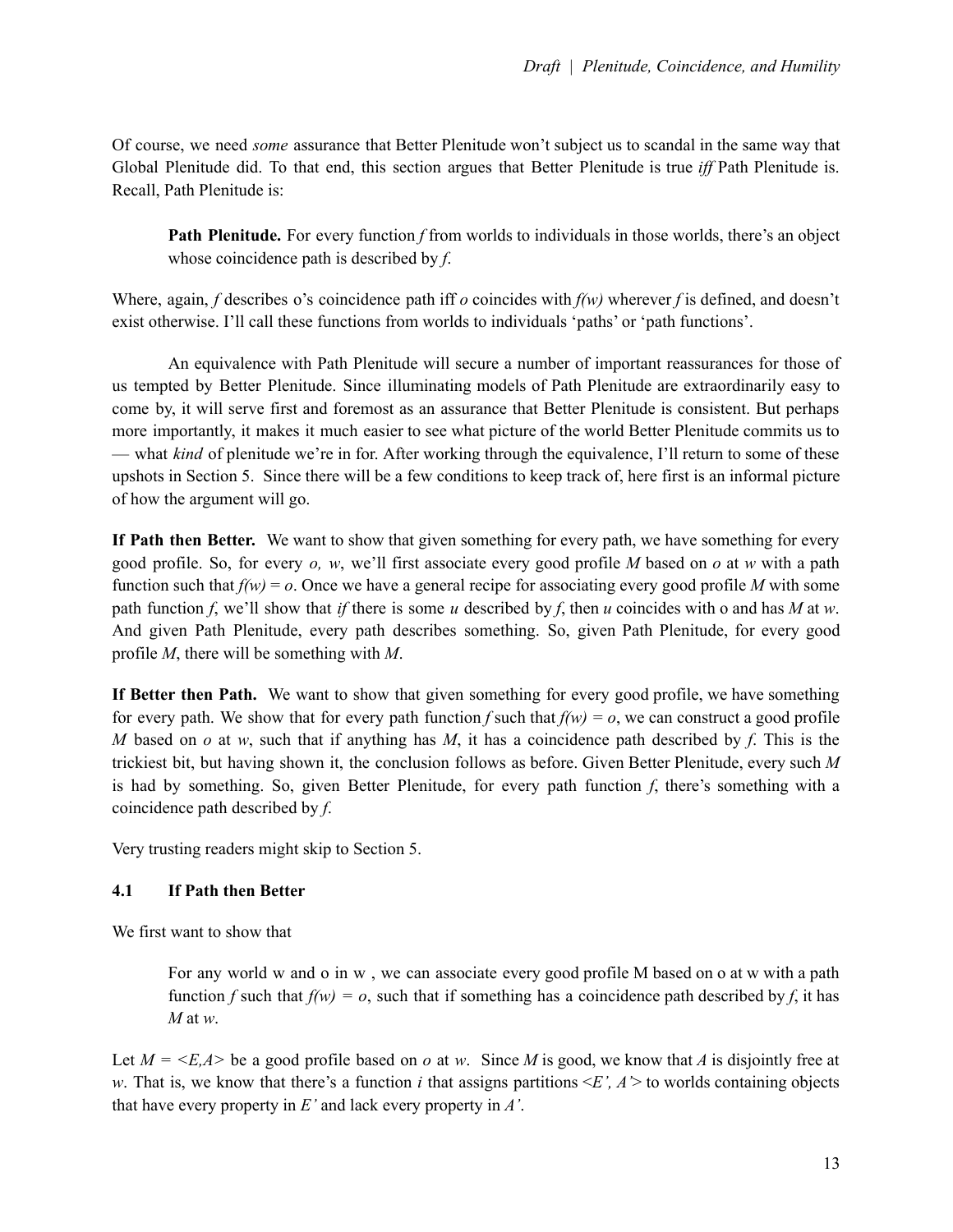Of course, we need *some* assurance that Better Plenitude won't subject us to scandal in the same way that Global Plenitude did. To that end, this section argues that Better Plenitude is true *iff* Path Plenitude is. Recall, Path Plenitude is:

> **Path Plenitude.** For every function *f* from worlds to individuals in those worlds, there's an object whose coincidence path is described by *f*.

Where, again, *f* describes o's coincidence path iff *o* coincides with *f(w)* wherever *f* is defined, and doesn't exist otherwise. I'll call these functions from worlds to individuals 'paths' or 'path functions'.

An equivalence with Path Plenitude will secure a number of important reassurances for those of us tempted by Better Plenitude. Since illuminating models of Path Plenitude are extraordinarily easy to come by, it will serve first and foremost as an assurance that Better Plenitude is consistent. But perhaps more importantly, it makes it much easier to see what picture of the world Better Plenitude commits us to — what *kind* of plenitude we're in for. After working through the equivalence, I'll return to some of these upshots in Section 5. Since there will be a few conditions to keep track of, here first is an informal picture of how the argument will go.

**If Path then Better.** We want to show that given something for every path, we have something for every good profile. So, for every *o, w*, we'll first associate every good profile *M* based on *o* at *w* with a path function such that *f(w) = o*. Once we have a general recipe for associating every good profile *M* with some path function *f*, we'll show that *if* there is some *u* described by *f*, then *u* coincides with o and has *M* at *w*. And given Path Plenitude, every path describes something. So, given Path Plenitude, for every good profile *M*, there will be something with *M*.

**If Better then Path.** We want to show that given something for every good profile, we have something for every path. We show that for every path function *f* such that *f(w) = o*, we can construct a good profile *M* based on *o* at *w*, such that if anything has *M*, it has a coincidence path described by *f*. This is the trickiest bit, but having shown it, the conclusion follows as before. Given Better Plenitude, every such *M* is had by something. So, given Better Plenitude, for every path function *f*, there's something with a coincidence path described by *f*.

Very trusting readers might skip to Section 5.

### 4.1 If Path then Better

We first want to show that

> For any world w and o in w , we can associate every good profile M based on o at w with a path function *f* such that *f(w) = o*, such that if something has a coincidence path described by *f*, it has *M* at *w*.

Let *M = <E,A>* be a good profile based on *o* at *w*. Since *M* is good, we know that *A* is disjointly free at *w*. That is, we know that there's a function *i* that assigns partitions *<E', A'>* to worlds containing objects that have every property in *E'* and lack every property in *A'*.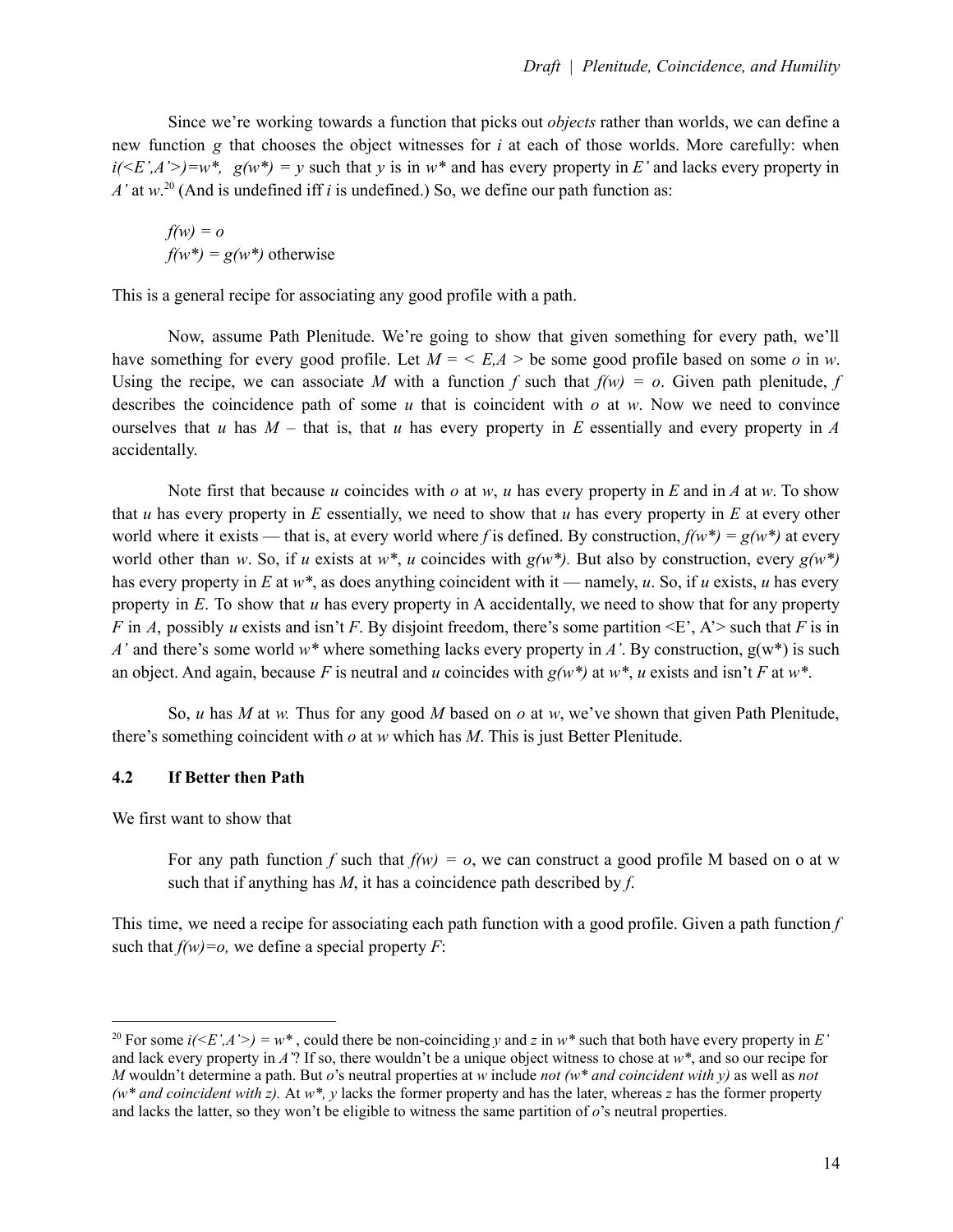Since we're working towards a function that picks out *objects* rather than worlds, we can define a new function $g$ that chooses the object witnesses for $i$ at each of those worlds. More carefully: when $i(<E',A'>)=w^*$, $g(w^*) = y$ such that $y$ is in $w^*$ and has every property in $E'$ and lacks every property in $A'$ at $w$.[20] (And is undefined iff $i$ is undefined.) So, we define our path function as:

> $f(w) = o$
> $f(w^*) = g(w^*)$ otherwise

This is a general recipe for associating any good profile with a path.

Now, assume Path Plenitude. We're going to show that given something for every path, we'll have something for every good profile. Let $M = < E,A >$ be some good profile based on some $o$ in $w$. Using the recipe, we can associate $M$ with a function $f$ such that $f(w) = o$. Given path plenitude, $f$ describes the coincidence path of some $u$ that is coincident with $o$ at $w$. Now we need to convince ourselves that $u$ has $M$ – that is, that $u$ has every property in $E$ essentially and every property in $A$ accidentally.

Note first that because $u$ coincides with $o$ at $w$, $u$ has every property in $E$ and in $A$ at $w$. To show that $u$ has every property in $E$ essentially, we need to show that $u$ has every property in $E$ at every other world where it exists — that is, at every world where $f$ is defined. By construction, $f(w^*) = g(w^*)$ at every world other than $w$. So, if $u$ exists at $w^*$, $u$ coincides with $g(w^*)$. But also by construction, every $g(w^*)$ has every property in $E$ at $w^*$, as does anything coincident with it — namely, $u$. So, if $u$ exists, $u$ has every property in $E$. To show that $u$ has every property in A accidentally, we need to show that for any property $F$ in $A$, possibly $u$ exists and isn't $F$. By disjoint freedom, there's some partition <E', A'> such that $F$ is in $A'$ and there's some world $w^*$ where something lacks every property in $A'$. By construction, $g(w^*)$ is such an object. And again, because $F$ is neutral and $u$ coincides with $g(w^*)$ at $w^*$, $u$ exists and isn't $F$ at $w^*$.

So, $u$ has $M$ at $w$. Thus for any good $M$ based on $o$ at $w$, we've shown that given Path Plenitude, there's something coincident with $o$ at $w$ which has $M$. This is just Better Plenitude.

### 4.2 If Better then Path

We first want to show that

> For any path function $f$ such that $f(w) = o$, we can construct a good profile M based on o at w such that if anything has $M$, it has a coincidence path described by $f$.

This time, we need a recipe for associating each path function with a good profile. Given a path function $f$ such that $f(w)=o$, we define a special property $F$:

---

[20] For some $i(<E',A'>) = w^*$, could there be non-coinciding $y$ and $z$ in $w^*$ such that both have every property in $E'$ and lack every property in $A'$? If so, there wouldn't be a unique object witness to chose at $w^*$, and so our recipe for $M$ wouldn't determine a path. But $o$'s neutral properties at $w$ include *not ($w^*$ and coincident with y)* as well as *not ($w^*$ and coincident with z).* At $w^*$, $y$ lacks the former property and has the later, whereas $z$ has the former property and lacks the latter, so they won't be eligible to witness the same partition of $o$'s neutral properties.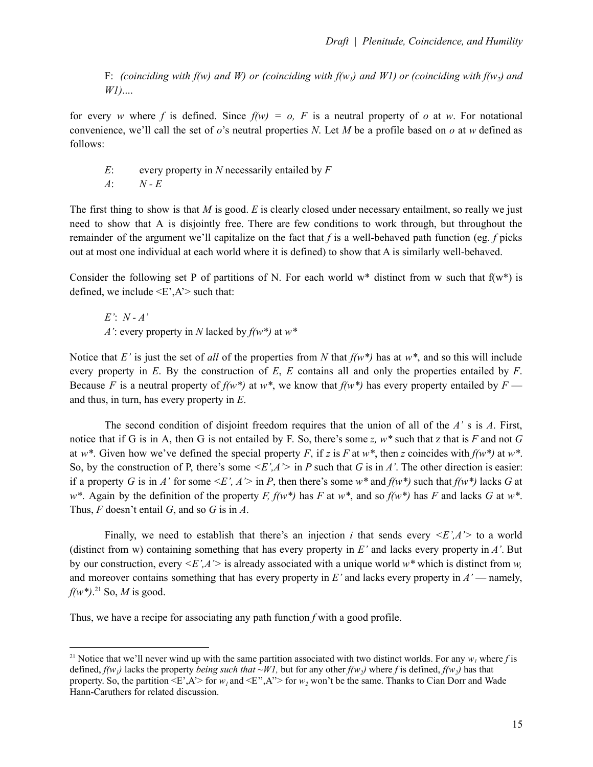F: *(coinciding with $f(w)$ and W) or (coinciding with $f(w_1)$ and W1) or (coinciding with $f(w_2)$ and W1)....*

for every $w$ where $f$ is defined. Since $f(w) = o$, $F$ is a neutral property of $o$ at $w$. For notational convenience, we'll call the set of $o$'s neutral properties $N$. Let $M$ be a profile based on $o$ at $w$ defined as follows:

> $E$: every property in $N$ necessarily entailed by $F$
> $A$: $N$ - $E$

The first thing to show is that $M$ is good. $E$ is clearly closed under necessary entailment, so really we just need to show that A is disjointly free. There are few conditions to work through, but throughout the remainder of the argument we'll capitalize on the fact that $f$ is a well-behaved path function (eg. $f$ picks out at most one individual at each world where it is defined) to show that A is similarly well-behaved.

Consider the following set P of partitions of N. For each world w* distinct from w such that f(w*) is defined, we include <E',A'> such that:

> $E'$: $N$ - $A'$
> $A'$: every property in $N$ lacked by $f(w^*)$ at $w^*$

Notice that $E'$ is just the set of *all* of the properties from $N$ that $f(w^*)$ has at $w^*$, and so this will include every property in $E$. By the construction of $E$, $E$ contains all and only the properties entailed by $F$. Because $F$ is a neutral property of $f(w^*)$ at $w^*$, we know that $f(w^*)$ has every property entailed by $F$ — and thus, in turn, has every property in $E$.

The second condition of disjoint freedom requires that the union of all of the $A'$ s is $A$. First, notice that if G is in A, then G is not entailed by F. So, there's some $z$, $w^*$ such that z that is $F$ and not $G$ at $w^*$. Given how we've defined the special property $F$, if $z$ is $F$ at $w^*$, then $z$ coincides with $f(w^*)$ at $w^*$. So, by the construction of P, there's some $<E',A'>$ in $P$ such that $G$ is in $A'$. The other direction is easier: if a property $G$ is in $A'$ for some $<E', A'>$ in $P$, then there's some $w^*$ and $f(w^*)$ such that $f(w^*)$ lacks $G$ at $w^*$. Again by the definition of the property $F$, $f(w^*)$ has $F$ at $w^*$, and so $f(w^*)$ has $F$ and lacks $G$ at $w^*$. Thus, $F$ doesn't entail $G$, and so $G$ is in $A$.

Finally, we need to establish that there's an injection $i$ that sends every $<E',A'>$ to a world (distinct from w) containing something that has every property in $E'$ and lacks every property in $A'$. But by our construction, every $<E',A'>$ is already associated with a unique world $w^*$ which is distinct from $w$, and moreover contains something that has every property in $E'$ and lacks every property in $A'$ — namely, $f(w^*)$.[21] So, $M$ is good.

Thus, we have a recipe for associating any path function $f$ with a good profile.

---

[21] Notice that we'll never wind up with the same partition associated with two distinct worlds. For any $w_1$ where $f$ is defined, $f(w_1)$ lacks the property *being such that ~W1,* but for any other $f(w_2)$ where $f$ is defined, $f(w_2)$ has that property. So, the partition <E',A'> for $w_1$ and <E",A"> for $w_2$ won't be the same. Thanks to Cian Dorr and Wade Hann-Caruthers for related discussion.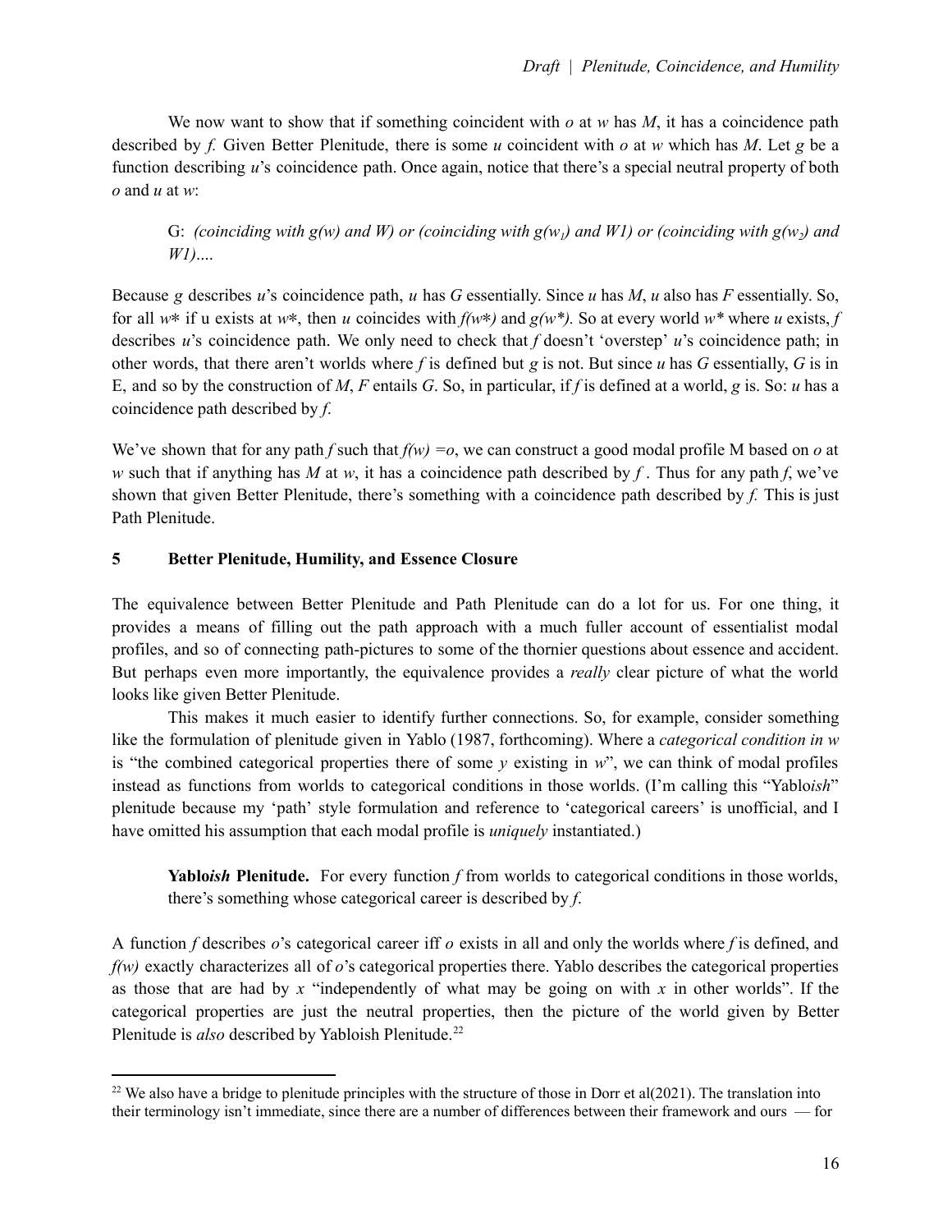We now want to show that if something coincident with *o* at *w* has *M*, it has a coincidence path described by *f.* Given Better Plenitude, there is some *u* coincident with *o* at *w* which has *M*. Let *g* be a function describing *u*'s coincidence path. Once again, notice that there's a special neutral property of both *o* and *u* at *w*:

> G: *(coinciding with g(w) and W) or (coinciding with g($w_1$) and W1) or (coinciding with g($w_2$) and W1)….*

Because *g* describes *u*'s coincidence path, *u* has *G* essentially. Since *u* has *M*, *u* also has *F* essentially. So, for all *w*\* if u exists at *w*\*, then *u* coincides with *f(w\*)* and *g(w\*).* So at every world *w\** where *u* exists, *f* describes *u*'s coincidence path. We only need to check that *f* doesn't 'overstep' *u*'s coincidence path; in other words, that there aren't worlds where *f* is defined but *g* is not. But since *u* has *G* essentially, *G* is in E, and so by the construction of *M*, *F* entails *G*. So, in particular, if *f* is defined at a world, *g* is. So: *u* has a coincidence path described by *f*.

We've shown that for any path *f* such that *f(w) =o*, we can construct a good modal profile M based on *o* at *w* such that if anything has *M* at *w*, it has a coincidence path described by *f* . Thus for any path *f*, we've shown that given Better Plenitude, there's something with a coincidence path described by *f.* This is just Path Plenitude.

## 5 Better Plenitude, Humility, and Essence Closure

The equivalence between Better Plenitude and Path Plenitude can do a lot for us. For one thing, it provides a means of filling out the path approach with a much fuller account of essentialist modal profiles, and so of connecting path-pictures to some of the thornier questions about essence and accident. But perhaps even more importantly, the equivalence provides a *really* clear picture of what the world looks like given Better Plenitude.

This makes it much easier to identify further connections. So, for example, consider something like the formulation of plenitude given in Yablo (1987, forthcoming). Where a *categorical condition in w* is "the combined categorical properties there of some *y* existing in *w*", we can think of modal profiles instead as functions from worlds to categorical conditions in those worlds. (I'm calling this "Yablo*ish*" plenitude because my 'path' style formulation and reference to 'categorical careers' is unofficial, and I have omitted his assumption that each modal profile is *uniquely* instantiated.)

> **Yablo*ish* Plenitude.** For every function *f* from worlds to categorical conditions in those worlds, there's something whose categorical career is described by *f*.

A function *f* describes *o*'s categorical career iff *o* exists in all and only the worlds where *f* is defined, and *f(w)* exactly characterizes all of *o*'s categorical properties there. Yablo describes the categorical properties as those that are had by *x* "independently of what may be going on with *x* in other worlds". If the categorical properties are just the neutral properties, then the picture of the world given by Better Plenitude is *also* described by Yabloish Plenitude.[22]

[22] We also have a bridge to plenitude principles with the structure of those in Dorr et al(2021). The translation into their terminology isn't immediate, since there are a number of differences between their framework and ours — for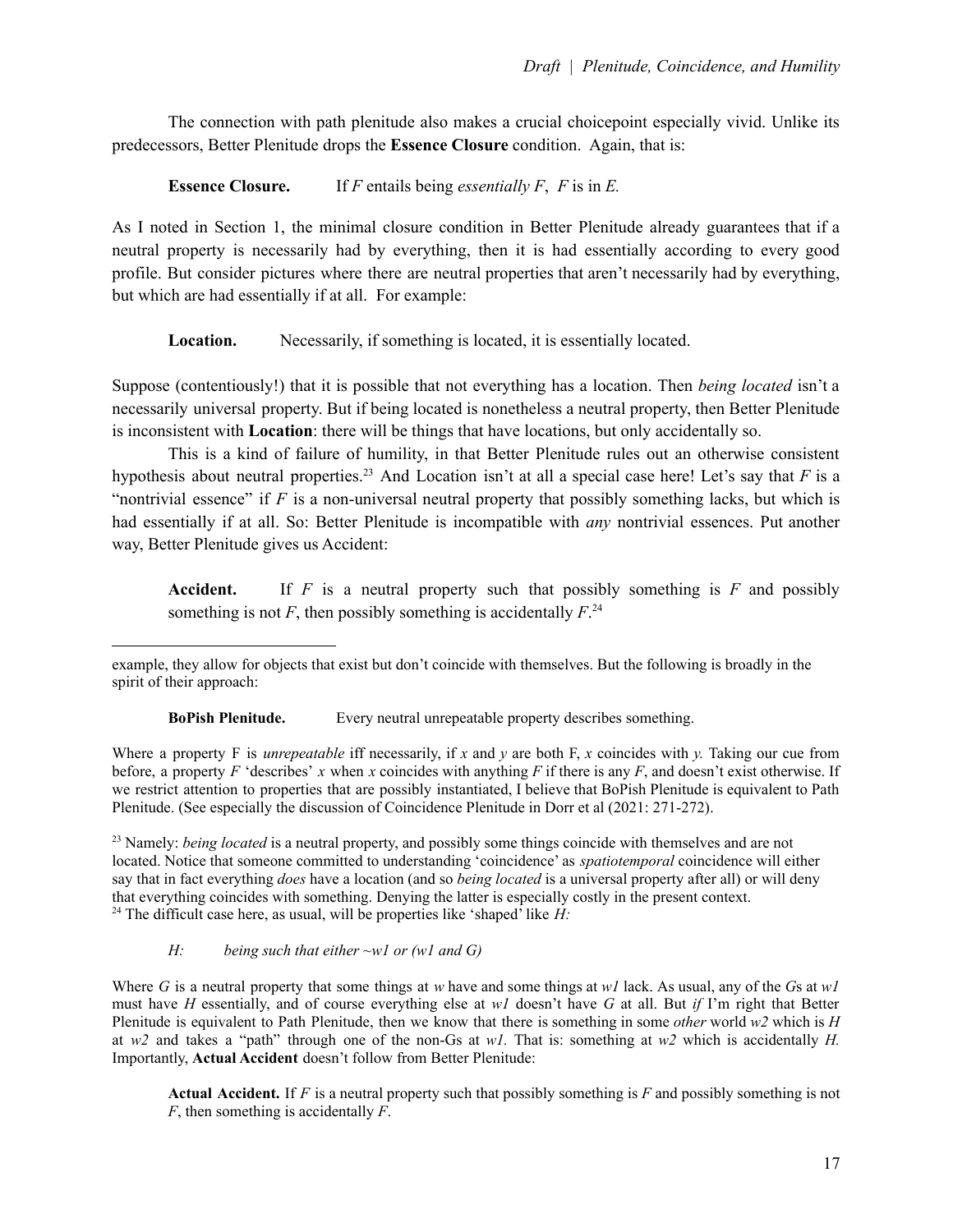The connection with path plenitude also makes a crucial choicepoint especially vivid. Unlike its predecessors, Better Plenitude drops the **Essence Closure** condition. Again, that is:

**Essence Closure.** If $F$ entails being *essentially F*, $F$ is in $E$.

As I noted in Section 1, the minimal closure condition in Better Plenitude already guarantees that if a neutral property is necessarily had by everything, then it is had essentially according to every good profile. But consider pictures where there are neutral properties that aren't necessarily had by everything, but which are had essentially if at all. For example:

**Location.** Necessarily, if something is located, it is essentially located.

Suppose (contentiously!) that it is possible that not everything has a location. Then *being located* isn't a necessarily universal property. But if being located is nonetheless a neutral property, then Better Plenitude is inconsistent with **Location**: there will be things that have locations, but only accidentally so.

This is a kind of failure of humility, in that Better Plenitude rules out an otherwise consistent hypothesis about neutral properties.[23] And Location isn't at all a special case here! Let's say that $F$ is a "nontrivial essence" if $F$ is a non-universal neutral property that possibly something lacks, but which is had essentially if at all. So: Better Plenitude is incompatible with *any* nontrivial essences. Put another way, Better Plenitude gives us Accident:

> **Accident.** If $F$ is a neutral property such that possibly something is $F$ and possibly something is not $F$, then possibly something is accidentally $F$.[24]

---

example, they allow for objects that exist but don't coincide with themselves. But the following is broadly in the spirit of their approach:

**BoPish Plenitude.** Every neutral unrepeatable property describes something.

Where a property F is *unrepeatable* iff necessarily, if $x$ and $y$ are both F, $x$ coincides with $y$. Taking our cue from before, a property $F$ 'describes' $x$ when $x$ coincides with anything $F$ if there is any $F$, and doesn't exist otherwise. If we restrict attention to properties that are possibly instantiated, I believe that BoPish Plenitude is equivalent to Path Plenitude. (See especially the discussion of Coincidence Plenitude in Dorr et al (2021: 271-272).

[23] Namely: *being located* is a neutral property, and possibly some things coincide with themselves and are not located. Notice that someone committed to understanding 'coincidence' as *spatiotemporal* coincidence will either say that in fact everything *does* have a location (and so *being located* is a universal property after all) or will deny that everything coincides with something. Denying the latter is especially costly in the present context.

[24] The difficult case here, as usual, will be properties like 'shaped' like $H$:

*H:* *being such that either ~w1 or (w1 and G)*

Where $G$ is a neutral property that some things at $w$ have and some things at $w1$ lack. As usual, any of the $G$s at $w1$ must have $H$ essentially, and of course everything else at $w1$ doesn't have $G$ at all. But *if* I'm right that Better Plenitude is equivalent to Path Plenitude, then we know that there is something in some *other* world $w2$ which is $H$ at $w2$ and takes a "path" through one of the non-Gs at $w1$. That is: something at $w2$ which is accidentally $H$. Importantly, **Actual Accident** doesn't follow from Better Plenitude:

> **Actual Accident.** If $F$ is a neutral property such that possibly something is $F$ and possibly something is not $F$, then something is accidentally $F$.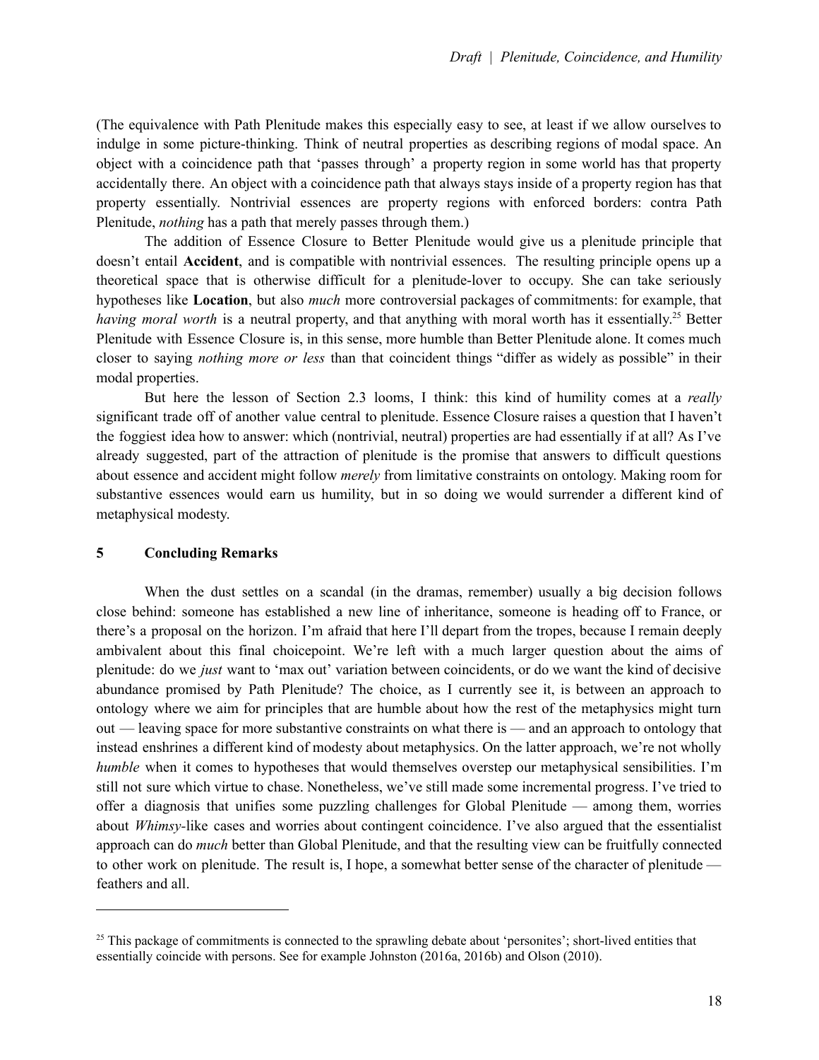(The equivalence with Path Plenitude makes this especially easy to see, at least if we allow ourselves to indulge in some picture-thinking. Think of neutral properties as describing regions of modal space. An object with a coincidence path that 'passes through' a property region in some world has that property accidentally there. An object with a coincidence path that always stays inside of a property region has that property essentially. Nontrivial essences are property regions with enforced borders: contra Path Plenitude, *nothing* has a path that merely passes through them.)

The addition of Essence Closure to Better Plenitude would give us a plenitude principle that doesn't entail **Accident**, and is compatible with nontrivial essences. The resulting principle opens up a theoretical space that is otherwise difficult for a plenitude-lover to occupy. She can take seriously hypotheses like **Location**, but also *much* more controversial packages of commitments: for example, that *having moral worth* is a neutral property, and that anything with moral worth has it essentially.[25] Better Plenitude with Essence Closure is, in this sense, more humble than Better Plenitude alone. It comes much closer to saying *nothing more or less* than that coincident things "differ as widely as possible" in their modal properties.

But here the lesson of Section 2.3 looms, I think: this kind of humility comes at a *really* significant trade off of another value central to plenitude. Essence Closure raises a question that I haven't the foggiest idea how to answer: which (nontrivial, neutral) properties are had essentially if at all? As I've already suggested, part of the attraction of plenitude is the promise that answers to difficult questions about essence and accident might follow *merely* from limitative constraints on ontology. Making room for substantive essences would earn us humility, but in so doing we would surrender a different kind of metaphysical modesty.

## 5 Concluding Remarks

When the dust settles on a scandal (in the dramas, remember) usually a big decision follows close behind: someone has established a new line of inheritance, someone is heading off to France, or there's a proposal on the horizon. I'm afraid that here I'll depart from the tropes, because I remain deeply ambivalent about this final choicepoint. We're left with a much larger question about the aims of plenitude: do we *just* want to 'max out' variation between coincidents, or do we want the kind of decisive abundance promised by Path Plenitude? The choice, as I currently see it, is between an approach to ontology where we aim for principles that are humble about how the rest of the metaphysics might turn out — leaving space for more substantive constraints on what there is — and an approach to ontology that instead enshrines a different kind of modesty about metaphysics. On the latter approach, we're not wholly *humble* when it comes to hypotheses that would themselves overstep our metaphysical sensibilities. I'm still not sure which virtue to chase. Nonetheless, we've still made some incremental progress. I've tried to offer a diagnosis that unifies some puzzling challenges for Global Plenitude — among them, worries about *Whimsy*-like cases and worries about contingent coincidence. I've also argued that the essentialist approach can do *much* better than Global Plenitude, and that the resulting view can be fruitfully connected to other work on plenitude. The result is, I hope, a somewhat better sense of the character of plenitude — feathers and all.

---

[25] This package of commitments is connected to the sprawling debate about 'personites'; short-lived entities that essentially coincide with persons. See for example Johnston (2016a, 2016b) and Olson (2010).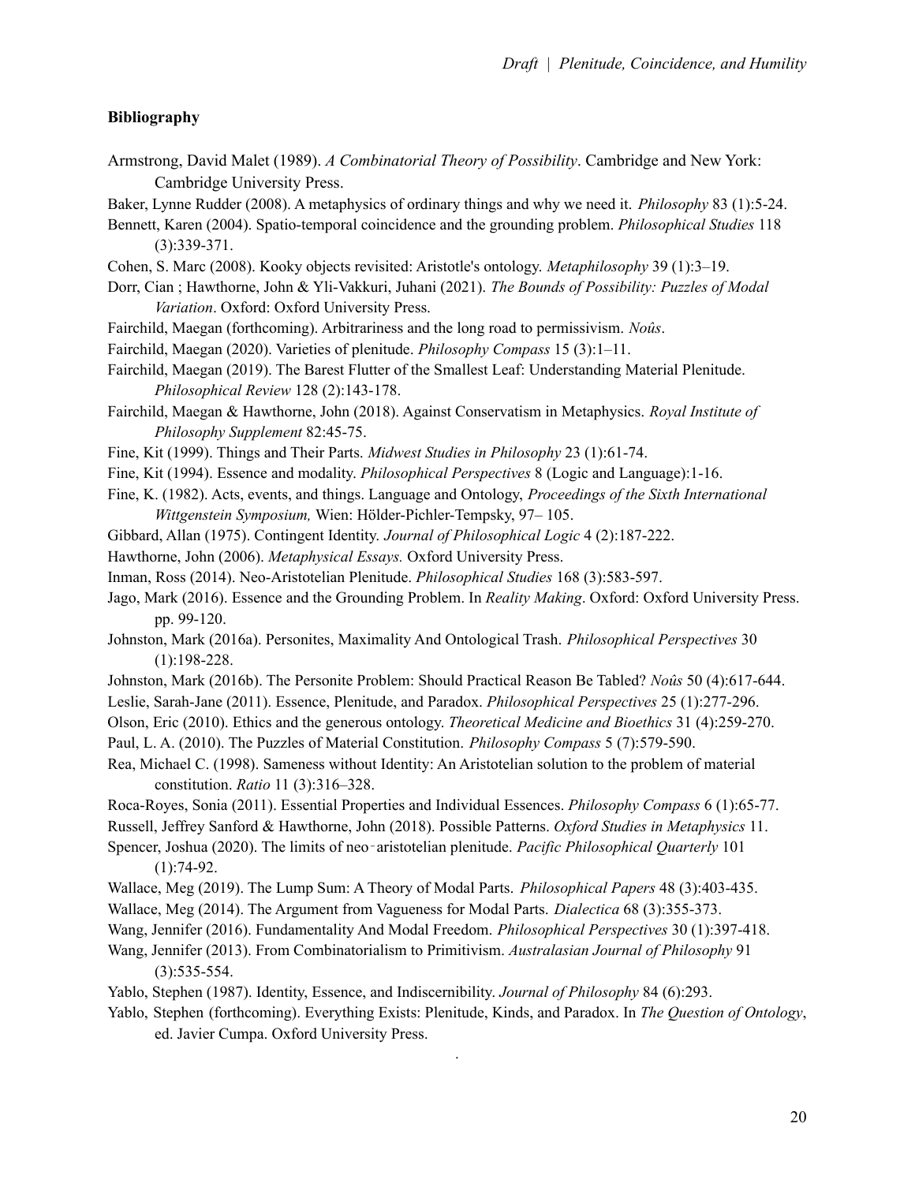**Bibliography**

Armstrong, David Malet (1989). *A Combinatorial Theory of Possibility*. Cambridge and New York: Cambridge University Press.

Baker, Lynne Rudder (2008). A metaphysics of ordinary things and why we need it. *Philosophy* 83 (1):5-24.

Bennett, Karen (2004). Spatio-temporal coincidence and the grounding problem. *Philosophical Studies* 118 (3):339-371.

Cohen, S. Marc (2008). Kooky objects revisited: Aristotle's ontology. *Metaphilosophy* 39 (1):3–19.

Dorr, Cian ; Hawthorne, John & Yli-Vakkuri, Juhani (2021). *The Bounds of Possibility: Puzzles of Modal Variation*. Oxford: Oxford University Press.

Fairchild, Maegan (forthcoming). Arbitrariness and the long road to permissivism. *Noûs*.

Fairchild, Maegan (2020). Varieties of plenitude. *Philosophy Compass* 15 (3):1–11.

Fairchild, Maegan (2019). The Barest Flutter of the Smallest Leaf: Understanding Material Plenitude. *Philosophical Review* 128 (2):143-178.

Fairchild, Maegan & Hawthorne, John (2018). Against Conservatism in Metaphysics. *Royal Institute of Philosophy Supplement* 82:45-75.

Fine, Kit (1999). Things and Their Parts. *Midwest Studies in Philosophy* 23 (1):61-74.

Fine, Kit (1994). Essence and modality. *Philosophical Perspectives* 8 (Logic and Language):1-16.

Fine, K. (1982). Acts, events, and things. Language and Ontology, *Proceedings of the Sixth International Wittgenstein Symposium,* Wien: Hölder-Pichler-Tempsky, 97– 105.

Gibbard, Allan (1975). Contingent Identity. *Journal of Philosophical Logic* 4 (2):187-222.

Hawthorne, John (2006). *Metaphysical Essays.* Oxford University Press.

Inman, Ross (2014). Neo-Aristotelian Plenitude. *Philosophical Studies* 168 (3):583-597.

Jago, Mark (2016). Essence and the Grounding Problem. In *Reality Making*. Oxford: Oxford University Press. pp. 99-120.

Johnston, Mark (2016a). Personites, Maximality And Ontological Trash. *Philosophical Perspectives* 30 (1):198-228.

Johnston, Mark (2016b). The Personite Problem: Should Practical Reason Be Tabled? *Noûs* 50 (4):617-644.

Leslie, Sarah-Jane (2011). Essence, Plenitude, and Paradox. *Philosophical Perspectives* 25 (1):277-296.

Olson, Eric (2010). Ethics and the generous ontology. *Theoretical Medicine and Bioethics* 31 (4):259-270.

Paul, L. A. (2010). The Puzzles of Material Constitution. *Philosophy Compass* 5 (7):579-590.

Rea, Michael C. (1998). Sameness without Identity: An Aristotelian solution to the problem of material constitution. *Ratio* 11 (3):316–328.

Roca-Royes, Sonia (2011). Essential Properties and Individual Essences. *Philosophy Compass* 6 (1):65-77.

Russell, Jeffrey Sanford & Hawthorne, John (2018). Possible Patterns. *Oxford Studies in Metaphysics* 11.

Spencer, Joshua (2020). The limits of neo‐aristotelian plenitude. *Pacific Philosophical Quarterly* 101 (1):74-92.

Wallace, Meg (2019). The Lump Sum: A Theory of Modal Parts. *Philosophical Papers* 48 (3):403-435.

Wallace, Meg (2014). The Argument from Vagueness for Modal Parts. *Dialectica* 68 (3):355-373.

Wang, Jennifer (2016). Fundamentality And Modal Freedom. *Philosophical Perspectives* 30 (1):397-418.

Wang, Jennifer (2013). From Combinatorialism to Primitivism. *Australasian Journal of Philosophy* 91 (3):535-554.

Yablo, Stephen (1987). Identity, Essence, and Indiscernibility. *Journal of Philosophy* 84 (6):293.

Yablo, Stephen (forthcoming). Everything Exists: Plenitude, Kinds, and Paradox. In *The Question of Ontology*, ed. Javier Cumpa. Oxford University Press.